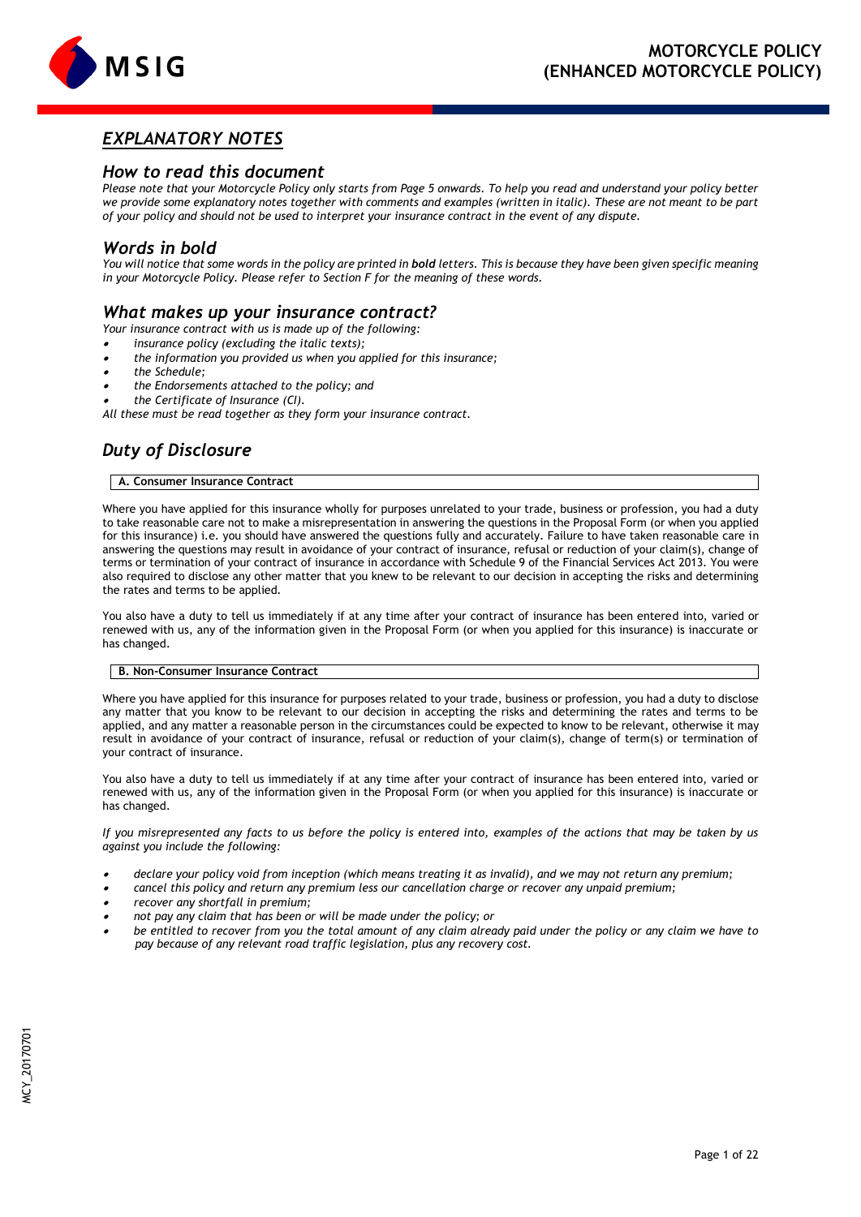# MOTORCYCLE POLICY (ENHANCED MOTORCYCLE POLICY)

## *EXPLANATORY NOTES*

### *How to read this document*

*Please note that your Motorcycle Policy only starts from Page 5 onwards. To help you read and understand your policy better we provide some explanatory notes together with comments and examples (written in italic). These are not meant to be part of your policy and should not be used to interpret your insurance contract in the event of any dispute.*

### *Words in bold*

*You will notice that some words in the policy are printed in **bold** letters. This is because they have been given specific meaning in your Motorcycle Policy. Please refer to Section F for the meaning of these words.*

### *What makes up your insurance contract?*

*Your insurance contract with us is made up of the following:*

- *insurance policy (excluding the italic texts);*
- *the information you provided us when you applied for this insurance;*
- *the Schedule;*
- *the Endorsements attached to the policy; and*
- *the Certificate of Insurance (CI).*

*All these must be read together as they form your insurance contract.*

## *Duty of Disclosure*

**A. Consumer Insurance Contract**

Where you have applied for this insurance wholly for purposes unrelated to your trade, business or profession, you had a duty to take reasonable care not to make a misrepresentation in answering the questions in the Proposal Form (or when you applied for this insurance) i.e. you should have answered the questions fully and accurately. Failure to have taken reasonable care in answering the questions may result in avoidance of your contract of insurance, refusal or reduction of your claim(s), change of terms or termination of your contract of insurance in accordance with Schedule 9 of the Financial Services Act 2013. You were also required to disclose any other matter that you knew to be relevant to our decision in accepting the risks and determining the rates and terms to be applied.

You also have a duty to tell us immediately if at any time after your contract of insurance has been entered into, varied or renewed with us, any of the information given in the Proposal Form (or when you applied for this insurance) is inaccurate or has changed.

**B. Non-Consumer Insurance Contract**

Where you have applied for this insurance for purposes related to your trade, business or profession, you had a duty to disclose any matter that you know to be relevant to our decision in accepting the risks and determining the rates and terms to be applied, and any matter a reasonable person in the circumstances could be expected to know to be relevant, otherwise it may result in avoidance of your contract of insurance, refusal or reduction of your claim(s), change of term(s) or termination of your contract of insurance.

You also have a duty to tell us immediately if at any time after your contract of insurance has been entered into, varied or renewed with us, any of the information given in the Proposal Form (or when you applied for this insurance) is inaccurate or has changed.

*If you misrepresented any facts to us before the policy is entered into, examples of the actions that may be taken by us against you include the following:*

- *declare your policy void from inception (which means treating it as invalid), and we may not return any premium;*
- *cancel this policy and return any premium less our cancellation charge or recover any unpaid premium;*
- *recover any shortfall in premium;*
- *not pay any claim that has been or will be made under the policy; or*
- *be entitled to recover from you the total amount of any claim already paid under the policy or any claim we have to pay because of any relevant road traffic legislation, plus any recovery cost.*

MCY_20170701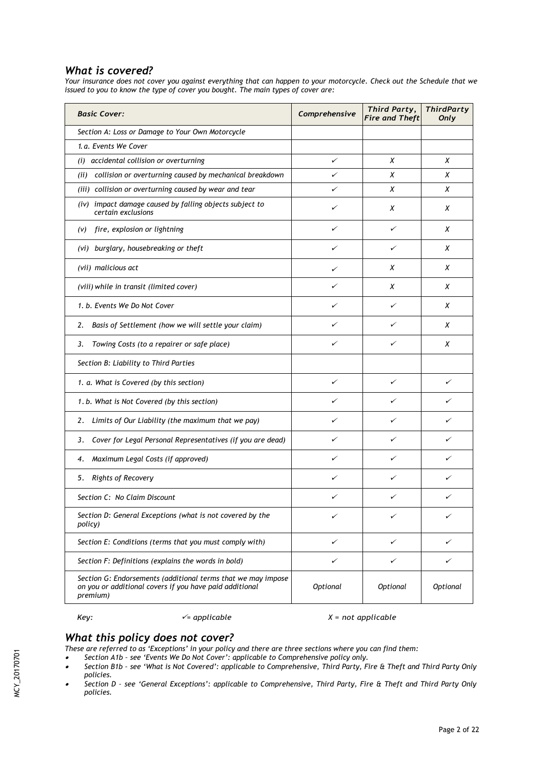## *What is covered?*

*Your insurance does not cover you against everything that can happen to your motorcycle. Check out the Schedule that we issued to you to know the type of cover you bought. The main types of cover are:*

| *Basic Cover:* | *Comprehensive* | *Third Party, Fire and Theft* | *ThirdParty Only* |
|---|---|---|---|
| *Section A: Loss or Damage to Your Own Motorcycle* | | | |
| *1. a. Events We Cover* | | | |
| *(i) accidental collision or overturning* | ✓ | X | X |
| *(ii) collision or overturning caused by mechanical breakdown* | ✓ | X | X |
| *(iii) collision or overturning caused by wear and tear* | ✓ | X | X |
| *(iv) impact damage caused by falling objects subject to certain exclusions* | ✓ | X | X |
| *(v) fire, explosion or lightning* | ✓ | ✓ | X |
| *(vi) burglary, housebreaking or theft* | ✓ | ✓ | X |
| *(vii) malicious act* | ✓ | X | X |
| *(viii) while in transit (limited cover)* | ✓ | X | X |
| *1. b. Events We Do Not Cover* | ✓ | ✓ | X |
| *2. Basis of Settlement (how we will settle your claim)* | ✓ | ✓ | X |
| *3. Towing Costs (to a repairer or safe place)* | ✓ | ✓ | X |
| *Section B: Liability to Third Parties* | | | |
| *1. a. What is Covered (by this section)* | ✓ | ✓ | ✓ |
| *1. b. What is Not Covered (by this section)* | ✓ | ✓ | ✓ |
| *2. Limits of Our Liability (the maximum that we pay)* | ✓ | ✓ | ✓ |
| *3. Cover for Legal Personal Representatives (if you are dead)* | ✓ | ✓ | ✓ |
| *4. Maximum Legal Costs (if approved)* | ✓ | ✓ | ✓ |
| *5. Rights of Recovery* | ✓ | ✓ | ✓ |
| *Section C: No Claim Discount* | ✓ | ✓ | ✓ |
| *Section D: General Exceptions (what is not covered by the policy)* | ✓ | ✓ | ✓ |
| *Section E: Conditions (terms that you must comply with)* | ✓ | ✓ | ✓ |
| *Section F: Definitions (explains the words in bold)* | ✓ | ✓ | ✓ |
| *Section G: Endorsements (additional terms that we may impose on you or additional covers if you have paid additional premium)* | *Optional* | *Optional* | *Optional* |

*Key:* ✓= *applicable* X = *not applicable*

## *What this policy does not cover?*

*These are referred to as 'Exceptions' in your policy and there are three sections where you can find them:*

- *Section A1b – see 'Events We Do Not Cover': applicable to Comprehensive policy only.*
- *Section B1b – see 'What is Not Covered': applicable to Comprehensive, Third Party, Fire & Theft and Third Party Only policies.*
- *Section D – see 'General Exceptions': applicable to Comprehensive, Third Party, Fire & Theft and Third Party Only policies.*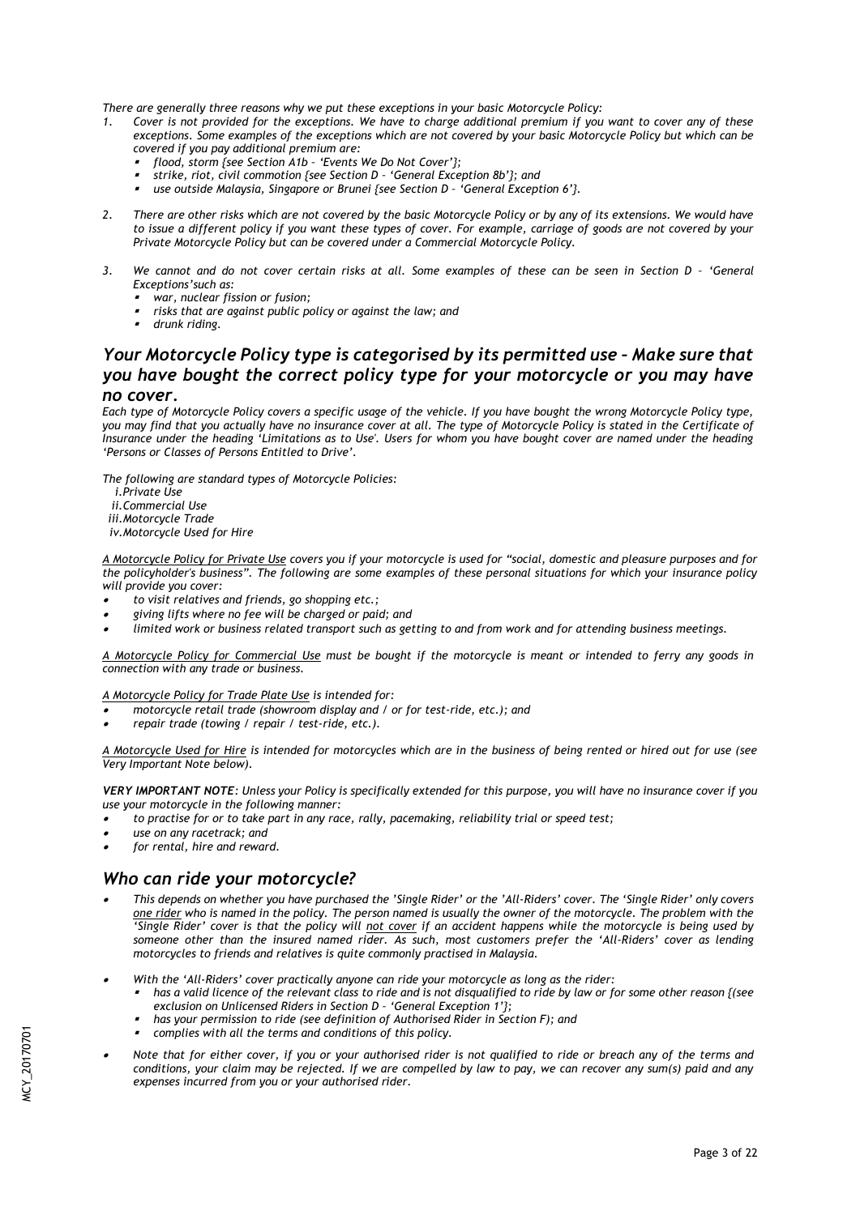*There are generally three reasons why we put these exceptions in your basic Motorcycle Policy:*

1. *Cover is not provided for the exceptions. We have to charge additional premium if you want to cover any of these exceptions. Some examples of the exceptions which are not covered by your basic Motorcycle Policy but which can be covered if you pay additional premium are:*
   - *flood, storm {see Section A1b – 'Events We Do Not Cover'};*
   - *strike, riot, civil commotion {see Section D – 'General Exception 8b'}; and*
   - *use outside Malaysia, Singapore or Brunei {see Section D – 'General Exception 6'}.*

2. *There are other risks which are not covered by the basic Motorcycle Policy or by any of its extensions. We would have to issue a different policy if you want these types of cover. For example, carriage of goods are not covered by your Private Motorcycle Policy but can be covered under a Commercial Motorcycle Policy.*

3. *We cannot and do not cover certain risks at all. Some examples of these can be seen in Section D – 'General Exceptions'such as:*
   - *war, nuclear fission or fusion;*
   - *risks that are against public policy or against the law; and*
   - *drunk riding.*

## *Your Motorcycle Policy type is categorised by its permitted use – Make sure that you have bought the correct policy type for your motorcycle or you may have no cover.*

*Each type of Motorcycle Policy covers a specific usage of the vehicle. If you have bought the wrong Motorcycle Policy type, you may find that you actually have no insurance cover at all. The type of Motorcycle Policy is stated in the Certificate of Insurance under the heading 'Limitations as to Use'. Users for whom you have bought cover are named under the heading 'Persons or Classes of Persons Entitled to Drive'.*

*The following are standard types of Motorcycle Policies:*

- *i.Private Use*
- *ii.Commercial Use*
- *iii.Motorcycle Trade*
- *iv.Motorcycle Used for Hire*

*<u>A Motorcycle Policy for Private Use</u> covers you if your motorcycle is used for "social, domestic and pleasure purposes and for the policyholder's business". The following are some examples of these personal situations for which your insurance policy will provide you cover:*

- *to visit relatives and friends, go shopping etc.;*
- *giving lifts where no fee will be charged or paid; and*
- *limited work or business related transport such as getting to and from work and for attending business meetings.*

*<u>A Motorcycle Policy for Commercial Use</u> must be bought if the motorcycle is meant or intended to ferry any goods in connection with any trade or business.*

*<u>A Motorcycle Policy for Trade Plate Use</u> is intended for:*

- *motorcycle retail trade (showroom display and / or for test-ride, etc.); and*
- *repair trade (towing / repair / test-ride, etc.).*

*<u>A Motorcycle Used for Hire</u> is intended for motorcycles which are in the business of being rented or hired out for use (see Very Important Note below).*

***VERY IMPORTANT NOTE**: Unless your Policy is specifically extended for this purpose, you will have no insurance cover if you use your motorcycle in the following manner:*

- *to practise for or to take part in any race, rally, pacemaking, reliability trial or speed test;*
- *use on any racetrack; and*
- *for rental, hire and reward.*

## *Who can ride your motorcycle?*

- *This depends on whether you have purchased the 'Single Rider' or the 'All-Riders' cover. The 'Single Rider' only covers <u>one rider</u> who is named in the policy. The person named is usually the owner of the motorcycle. The problem with the 'Single Rider' cover is that the policy will <u>not cover</u> if an accident happens while the motorcycle is being used by someone other than the insured named rider. As such, most customers prefer the 'All-Riders' cover as lending motorcycles to friends and relatives is quite commonly practised in Malaysia.*

- *With the 'All-Riders' cover practically anyone can ride your motorcycle as long as the rider:*
  - *has a valid licence of the relevant class to ride and is not disqualified to ride by law or for some other reason {(see exclusion on Unlicensed Riders in Section D – 'General Exception 1'};*
  - *has your permission to ride (see definition of Authorised Rider in Section F); and*
  - *complies with all the terms and conditions of this policy.*

- *Note that for either cover, if you or your authorised rider is not qualified to ride or breach any of the terms and conditions, your claim may be rejected. If we are compelled by law to pay, we can recover any sum(s) paid and any expenses incurred from you or your authorised rider.*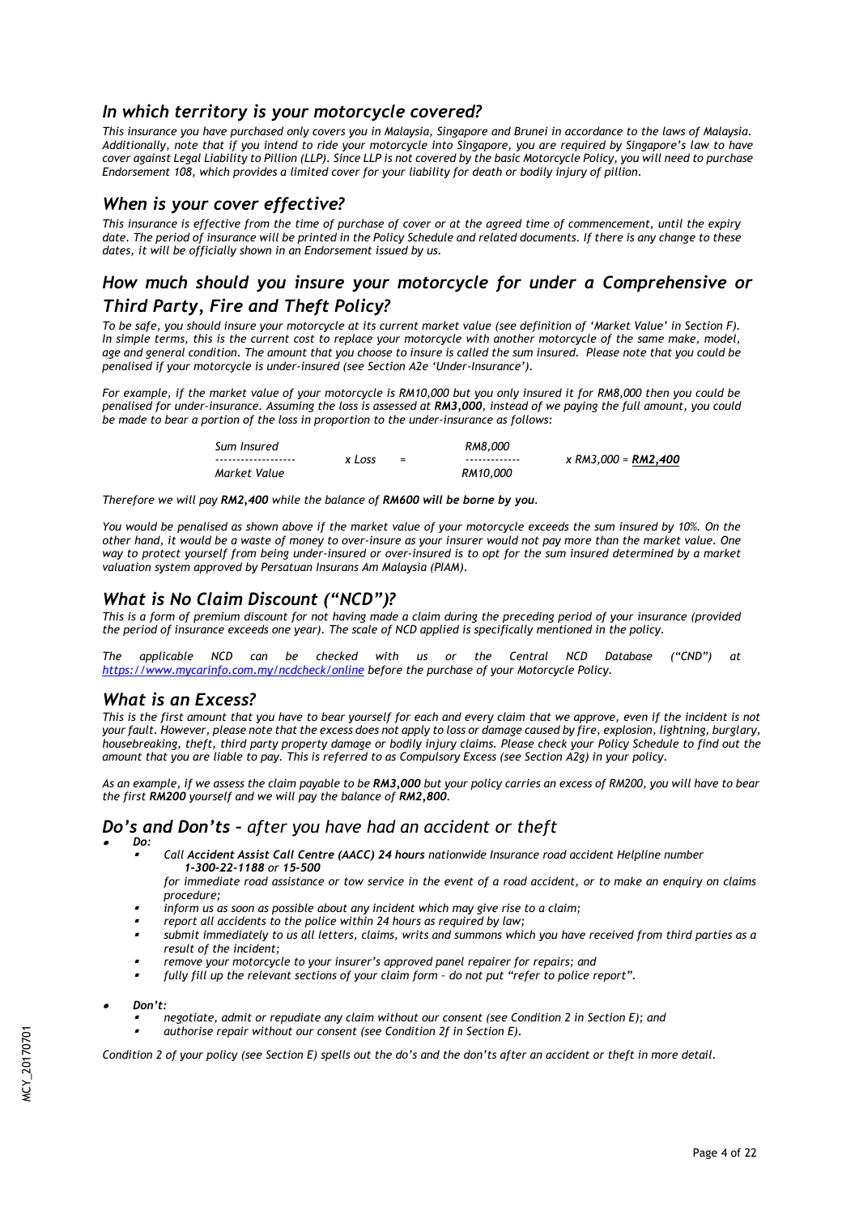## *In which territory is your motorcycle covered?*

*This insurance you have purchased only covers you in Malaysia, Singapore and Brunei in accordance to the laws of Malaysia. Additionally, note that if you intend to ride your motorcycle into Singapore, you are required by Singapore's law to have cover against Legal Liability to Pillion (LLP). Since LLP is not covered by the basic Motorcycle Policy, you will need to purchase Endorsement 108, which provides a limited cover for your liability for death or bodily injury of pillion.*

## *When is your cover effective?*

*This insurance is effective from the time of purchase of cover or at the agreed time of commencement, until the expiry date. The period of insurance will be printed in the Policy Schedule and related documents. If there is any change to these dates, it will be officially shown in an Endorsement issued by us.*

## *How much should you insure your motorcycle for under a Comprehensive or Third Party, Fire and Theft Policy?*

*To be safe, you should insure your motorcycle at its current market value (see definition of 'Market Value' in Section F). In simple terms, this is the current cost to replace your motorcycle with another motorcycle of the same make, model, age and general condition. The amount that you choose to insure is called the sum insured. Please note that you could be penalised if your motorcycle is under-insured (see Section A2e 'Under-Insurance').*

*For example, if the market value of your motorcycle is RM10,000 but you only insured it for RM8,000 then you could be penalised for under-insurance. Assuming the loss is assessed at **RM3,000**, instead of we paying the full amount, you could be made to bear a portion of the loss in proportion to the under-insurance as follows:*

$$\frac{\text{Sum Insured}}{\text{Market Value}} \times \text{Loss} = \frac{\text{RM8,000}}{\text{RM10,000}} \times \text{RM3,000} = \underline{\textbf{RM2,400}}$$

*Therefore we will pay **RM2,400** while the balance of **RM600 will be borne by you**.*

*You would be penalised as shown above if the market value of your motorcycle exceeds the sum insured by 10%. On the other hand, it would be a waste of money to over-insure as your insurer would not pay more than the market value. One way to protect yourself from being under-insured or over-insured is to opt for the sum insured determined by a market valuation system approved by Persatuan Insurans Am Malaysia (PIAM).*

## *What is No Claim Discount ("NCD")?*

*This is a form of premium discount for not having made a claim during the preceding period of your insurance (provided the period of insurance exceeds one year). The scale of NCD applied is specifically mentioned in the policy.*

*The applicable NCD can be checked with us or the Central NCD Database ("CND") at [https://www.mycarinfo.com.my/ncdcheck/online](https://www.mycarinfo.com.my/ncdcheck/online) before the purchase of your Motorcycle Policy.*

## *What is an Excess?*

*This is the first amount that you have to bear yourself for each and every claim that we approve, even if the incident is not your fault. However, please note that the excess does not apply to loss or damage caused by fire, explosion, lightning, burglary, housebreaking, theft, third party property damage or bodily injury claims. Please check your Policy Schedule to find out the amount that you are liable to pay. This is referred to as Compulsory Excess (see Section A2g) in your policy.*

*As an example, if we assess the claim payable to be **RM3,000** but your policy carries an excess of RM200, you will have to bear the first **RM200** yourself and we will pay the balance of **RM2,800**.*

## *Do's and Don'ts – after you have had an accident or theft*

- ***Do:***
  - *Call **Accident Assist Call Centre (AACC) 24 hours** nationwide Insurance road accident Helpline number **1-300-22-1188** or **15-500***
    *for immediate road assistance or tow service in the event of a road accident, or to make an enquiry on claims procedure;*
  - *inform us as soon as possible about any incident which may give rise to a claim;*
  - *report all accidents to the police within 24 hours as required by law;*
  - *submit immediately to us all letters, claims, writs and summons which you have received from third parties as a result of the incident;*
  - *remove your motorcycle to your insurer's approved panel repairer for repairs; and*
  - *fully fill up the relevant sections of your claim form – do not put "refer to police report".*

- ***Don't:***
  - *negotiate, admit or repudiate any claim without our consent (see Condition 2 in Section E); and*
  - *authorise repair without our consent (see Condition 2f in Section E).*

*Condition 2 of your policy (see Section E) spells out the do's and the don'ts after an accident or theft in more detail.*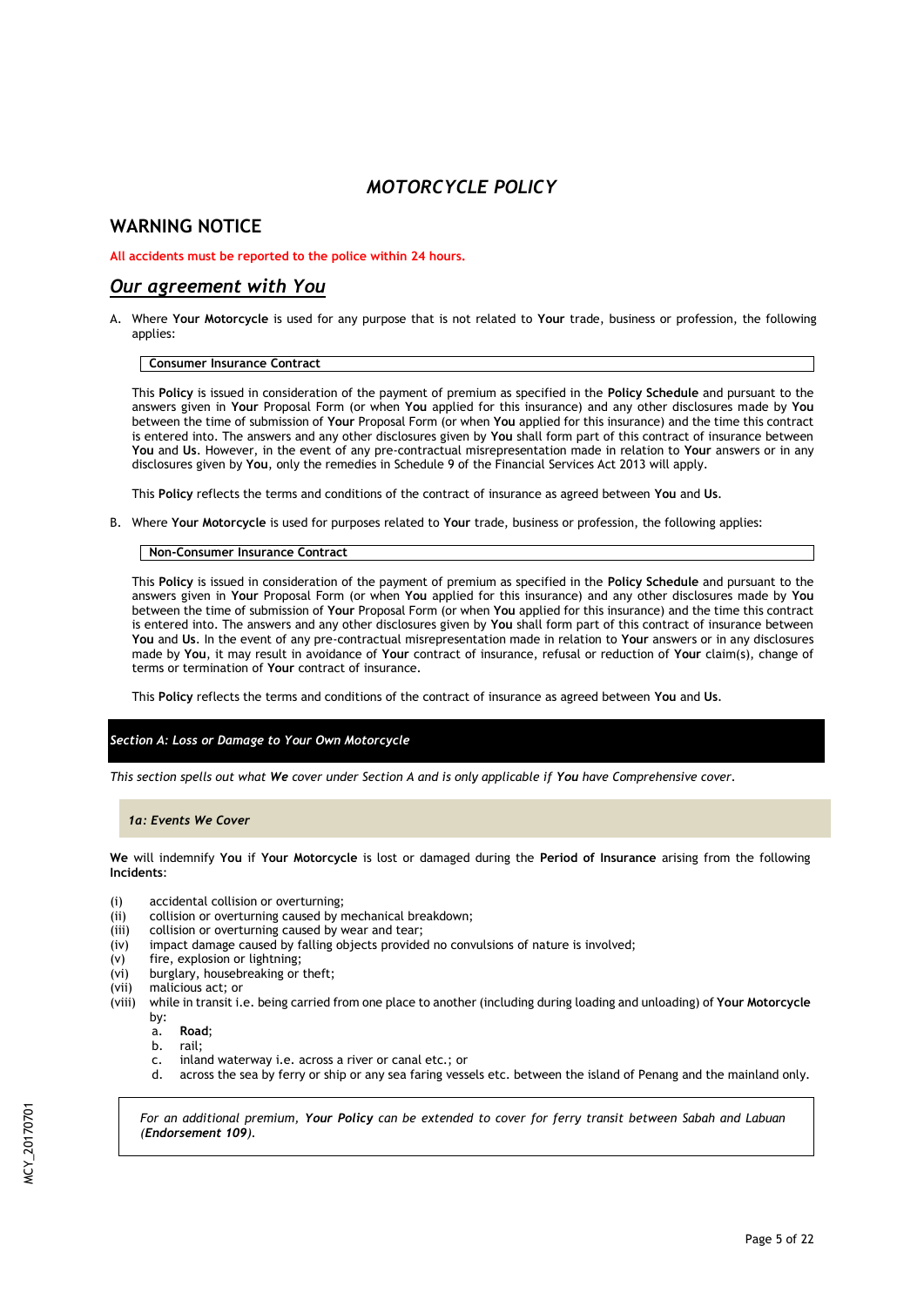# *MOTORCYCLE POLICY*

## WARNING NOTICE

**All accidents must be reported to the police within 24 hours.**

## *Our agreement with You*

A. Where **Your Motorcycle** is used for any purpose that is not related to **Your** trade, business or profession, the following applies:

**Consumer Insurance Contract**

This **Policy** is issued in consideration of the payment of premium as specified in the **Policy Schedule** and pursuant to the answers given in **Your** Proposal Form (or when **You** applied for this insurance) and any other disclosures made by **You** between the time of submission of **Your** Proposal Form (or when **You** applied for this insurance) and the time this contract is entered into. The answers and any other disclosures given by **You** shall form part of this contract of insurance between **You** and **Us**. However, in the event of any pre-contractual misrepresentation made in relation to **Your** answers or in any disclosures given by **You**, only the remedies in Schedule 9 of the Financial Services Act 2013 will apply.

This **Policy** reflects the terms and conditions of the contract of insurance as agreed between **You** and **Us**.

B. Where **Your Motorcycle** is used for purposes related to **Your** trade, business or profession, the following applies:

**Non-Consumer Insurance Contract**

This **Policy** is issued in consideration of the payment of premium as specified in the **Policy Schedule** and pursuant to the answers given in **Your** Proposal Form (or when **You** applied for this insurance) and any other disclosures made by **You** between the time of submission of **Your** Proposal Form (or when **You** applied for this insurance) and the time this contract is entered into. The answers and any other disclosures given by **You** shall form part of this contract of insurance between **You** and **Us**. In the event of any pre-contractual misrepresentation made in relation to **Your** answers or in any disclosures made by **You**, it may result in avoidance of **Your** contract of insurance, refusal or reduction of **Your** claim(s), change of terms or termination of **Your** contract of insurance.

This **Policy** reflects the terms and conditions of the contract of insurance as agreed between **You** and **Us**.

## *Section A: Loss or Damage to Your Own Motorcycle*

*This section spells out what **We** cover under Section A and is only applicable if **You** have Comprehensive cover.*

### *1a: Events We Cover*

**We** will indemnify **You** if **Your Motorcycle** is lost or damaged during the **Period of Insurance** arising from the following **Incidents**:

(i) accidental collision or overturning;
(ii) collision or overturning caused by mechanical breakdown;
(iii) collision or overturning caused by wear and tear;
(iv) impact damage caused by falling objects provided no convulsions of nature is involved;
(v) fire, explosion or lightning;
(vi) burglary, housebreaking or theft;
(vii) malicious act; or
(viii) while in transit i.e. being carried from one place to another (including during loading and unloading) of **Your Motorcycle** by:
  a. **Road**;
  b. rail;
  c. inland waterway i.e. across a river or canal etc.; or
  d. across the sea by ferry or ship or any sea faring vessels etc. between the island of Penang and the mainland only.

*For an additional premium, **Your Policy** can be extended to cover for ferry transit between Sabah and Labuan (**Endorsement 109**).*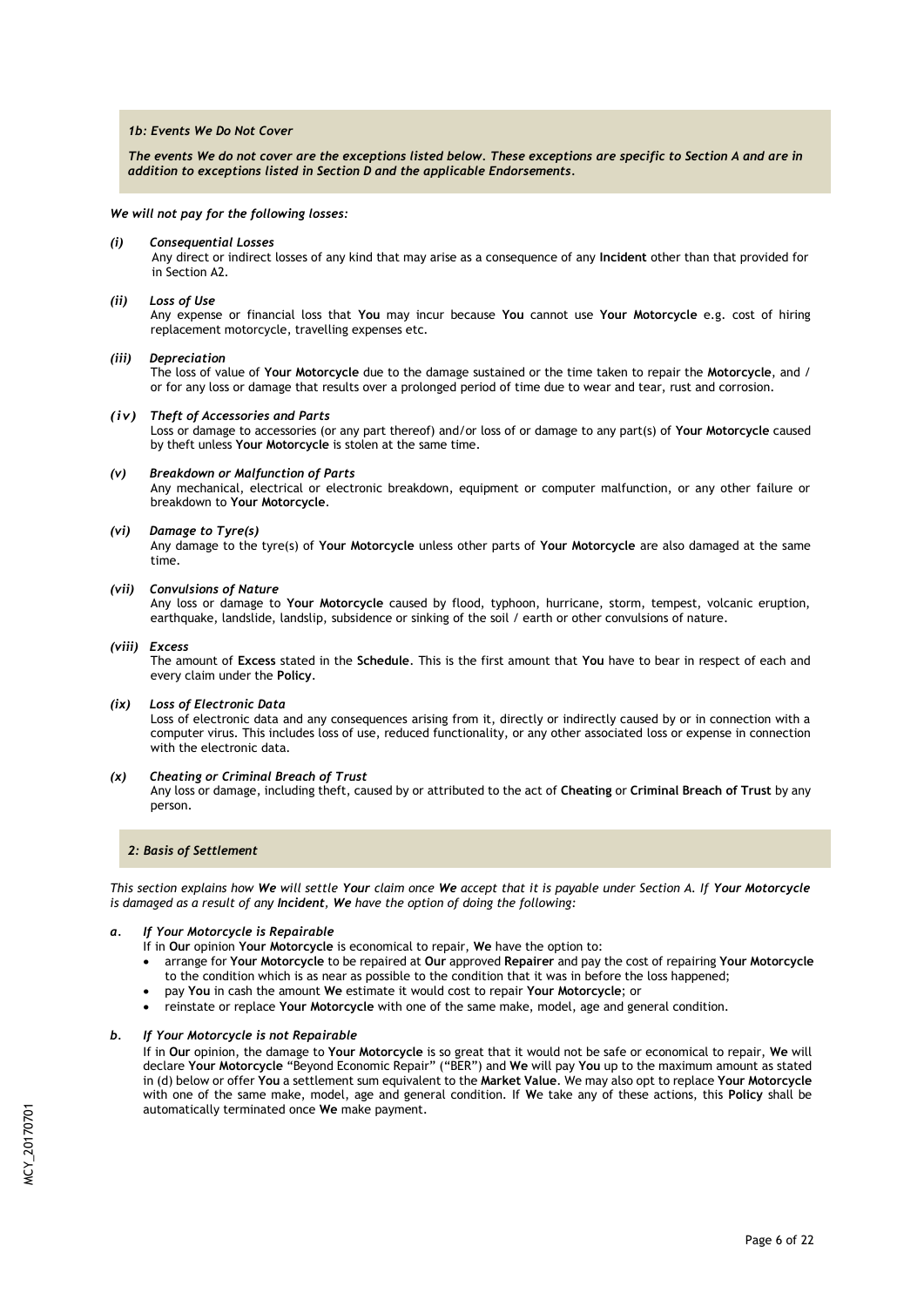### *1b: Events We Do Not Cover*

***The events We do not cover are the exceptions listed below. These exceptions are specific to Section A and are in addition to exceptions listed in Section D and the applicable Endorsements.***

***We will not pay for the following losses:***

***(i) Consequential Losses***
Any direct or indirect losses of any kind that may arise as a consequence of any **Incident** other than that provided for in Section A2.

***(ii) Loss of Use***
Any expense or financial loss that **You** may incur because **You** cannot use **Your Motorcycle** e.g. cost of hiring replacement motorcycle, travelling expenses etc.

***(iii) Depreciation***
The loss of value of **Your Motorcycle** due to the damage sustained or the time taken to repair the **Motorcycle**, and / or for any loss or damage that results over a prolonged period of time due to wear and tear, rust and corrosion.

***(iv) Theft of Accessories and Parts***
Loss or damage to accessories (or any part thereof) and/or loss of or damage to any part(s) of **Your Motorcycle** caused by theft unless **Your Motorcycle** is stolen at the same time.

***(v) Breakdown or Malfunction of Parts***
Any mechanical, electrical or electronic breakdown, equipment or computer malfunction, or any other failure or breakdown to **Your Motorcycle**.

***(vi) Damage to Tyre(s)***
Any damage to the tyre(s) of **Your Motorcycle** unless other parts of **Your Motorcycle** are also damaged at the same time.

***(vii) Convulsions of Nature***
Any loss or damage to **Your Motorcycle** caused by flood, typhoon, hurricane, storm, tempest, volcanic eruption, earthquake, landslide, landslip, subsidence or sinking of the soil / earth or other convulsions of nature.

***(viii) Excess***
The amount of **Excess** stated in the **Schedule**. This is the first amount that **You** have to bear in respect of each and every claim under the **Policy**.

***(ix) Loss of Electronic Data***
Loss of electronic data and any consequences arising from it, directly or indirectly caused by or in connection with a computer virus. This includes loss of use, reduced functionality, or any other associated loss or expense in connection with the electronic data.

***(x) Cheating or Criminal Breach of Trust***
Any loss or damage, including theft, caused by or attributed to the act of **Cheating** or **Criminal Breach of Trust** by any person.

### *2: Basis of Settlement*

*This section explains how **We** will settle **Your** claim once **We** accept that it is payable under Section A. If **Your Motorcycle** is damaged as a result of any **Incident**, **We** have the option of doing the following:*

***a. If Your Motorcycle is Repairable***

If in **Our** opinion **Your Motorcycle** is economical to repair, **We** have the option to:

- arrange for **Your Motorcycle** to be repaired at **Our** approved **Repairer** and pay the cost of repairing **Your Motorcycle** to the condition which is as near as possible to the condition that it was in before the loss happened;
- pay **You** in cash the amount **We** estimate it would cost to repair **Your Motorcycle**; or
- reinstate or replace **Your Motorcycle** with one of the same make, model, age and general condition.

***b. If Your Motorcycle is not Repairable***

If in **Our** opinion, the damage to **Your Motorcycle** is so great that it would not be safe or economical to repair, **We** will declare **Your Motorcycle** "Beyond Economic Repair" ("BER") and **We** will pay **You** up to the maximum amount as stated in (d) below or offer **You** a settlement sum equivalent to the **Market Value**. We may also opt to replace **Your Motorcycle** with one of the same make, model, age and general condition. If **We** take any of these actions, this **Policy** shall be automatically terminated once **We** make payment.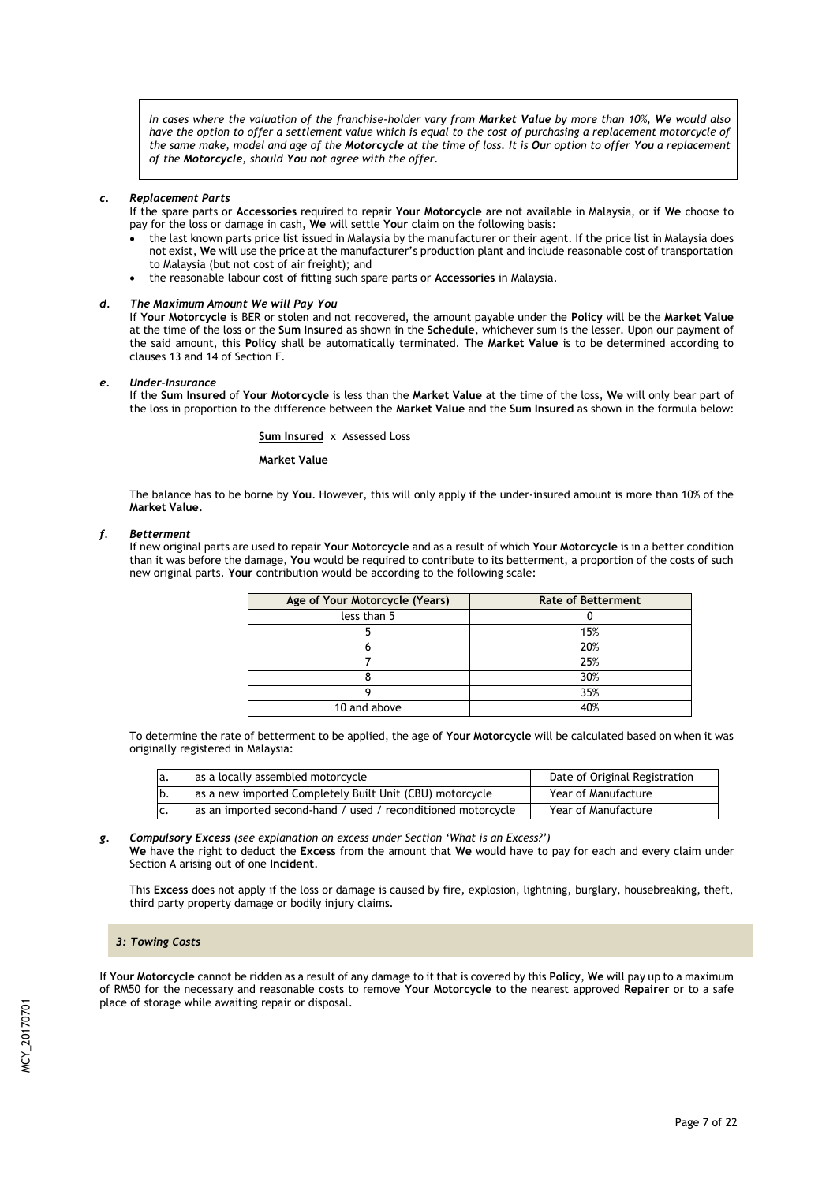> *In cases where the valuation of the franchise-holder vary from **Market Value** by more than 10%, **We** would also have the option to offer a settlement value which is equal to the cost of purchasing a replacement motorcycle of the same make, model and age of the **Motorcycle** at the time of loss. It is **Our** option to offer **You** a replacement of the **Motorcycle**, should **You** not agree with the offer.*

***c. Replacement Parts***

If the spare parts or **Accessories** required to repair **Your Motorcycle** are not available in Malaysia, or if **We** choose to pay for the loss or damage in cash, **We** will settle **Your** claim on the following basis:

- the last known parts price list issued in Malaysia by the manufacturer or their agent. If the price list in Malaysia does not exist, **We** will use the price at the manufacturer's production plant and include reasonable cost of transportation to Malaysia (but not cost of air freight); and
- the reasonable labour cost of fitting such spare parts or **Accessories** in Malaysia.

***d. The Maximum Amount We will Pay You***

If **Your Motorcycle** is BER or stolen and not recovered, the amount payable under the **Policy** will be the **Market Value** at the time of the loss or the **Sum Insured** as shown in the **Schedule**, whichever sum is the lesser. Upon our payment of the said amount, this **Policy** shall be automatically terminated. The **Market Value** is to be determined according to clauses 13 and 14 of Section F.

***e. Under-Insurance***

If the **Sum Insured** of **Your Motorcycle** is less than the **Market Value** at the time of the loss, **We** will only bear part of the loss in proportion to the difference between the **Market Value** and the **Sum Insured** as shown in the formula below:

$$\frac{\textbf{Sum Insured}}{\textbf{Market Value}} \times \text{Assessed Loss}$$

The balance has to be borne by **You**. However, this will only apply if the under-insured amount is more than 10% of the **Market Value**.

***f. Betterment***

If new original parts are used to repair **Your Motorcycle** and as a result of which **Your Motorcycle** is in a better condition than it was before the damage, **You** would be required to contribute to its betterment, a proportion of the costs of such new original parts. **Your** contribution would be according to the following scale:

| Age of Your Motorcycle (Years) | Rate of Betterment |
|---|---|
| less than 5 | 0 |
| 5 | 15% |
| 6 | 20% |
| 7 | 25% |
| 8 | 30% |
| 9 | 35% |
| 10 and above | 40% |

To determine the rate of betterment to be applied, the age of **Your Motorcycle** will be calculated based on when it was originally registered in Malaysia:

| | | |
|---|---|---|
| a. | as a locally assembled motorcycle | Date of Original Registration |
| b. | as a new imported Completely Built Unit (CBU) motorcycle | Year of Manufacture |
| c. | as an imported second-hand / used / reconditioned motorcycle | Year of Manufacture |

***g. Compulsory Excess** (see explanation on excess under Section 'What is an Excess?')*

**We** have the right to deduct the **Excess** from the amount that **We** would have to pay for each and every claim under Section A arising out of one **Incident**.

This **Excess** does not apply if the loss or damage is caused by fire, explosion, lightning, burglary, housebreaking, theft, third party property damage or bodily injury claims.

### *3: Towing Costs*

If **Your Motorcycle** cannot be ridden as a result of any damage to it that is covered by this **Policy**, **We** will pay up to a maximum of RM50 for the necessary and reasonable costs to remove **Your Motorcycle** to the nearest approved **Repairer** or to a safe place of storage while awaiting repair or disposal.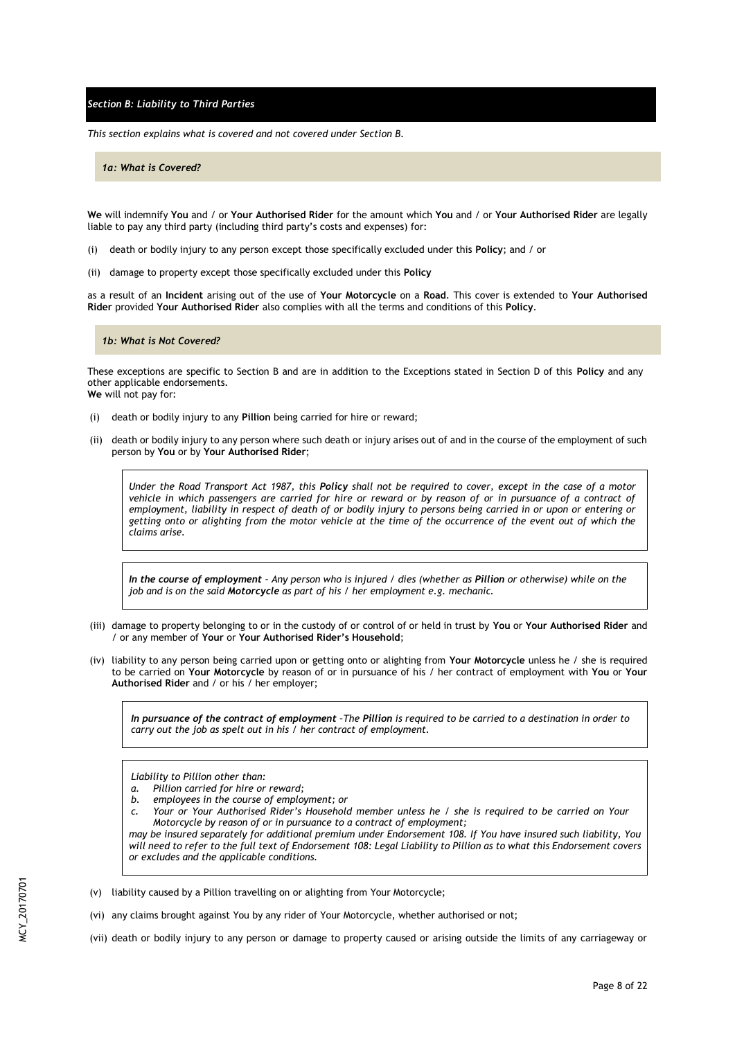## *Section B: Liability to Third Parties*

*This section explains what is covered and not covered under Section B.*

### *1a: What is Covered?*

**We** will indemnify **You** and / or **Your Authorised Rider** for the amount which **You** and / or **Your Authorised Rider** are legally liable to pay any third party (including third party's costs and expenses) for:

(i) death or bodily injury to any person except those specifically excluded under this **Policy**; and / or

(ii) damage to property except those specifically excluded under this **Policy**

as a result of an **Incident** arising out of the use of **Your Motorcycle** on a **Road**. This cover is extended to **Your Authorised Rider** provided **Your Authorised Rider** also complies with all the terms and conditions of this **Policy**.

### *1b: What is Not Covered?*

These exceptions are specific to Section B and are in addition to the Exceptions stated in Section D of this **Policy** and any other applicable endorsements.
**We** will not pay for:

(i) death or bodily injury to any **Pillion** being carried for hire or reward;

(ii) death or bodily injury to any person where such death or injury arises out of and in the course of the employment of such person by **You** or by **Your Authorised Rider**;

> *Under the Road Transport Act 1987, this **Policy** shall not be required to cover, except in the case of a motor vehicle in which passengers are carried for hire or reward or by reason of or in pursuance of a contract of employment, liability in respect of death of or bodily injury to persons being carried in or upon or entering or getting onto or alighting from the motor vehicle at the time of the occurrence of the event out of which the claims arise.*

> ***In the course of employment** – Any person who is injured / dies (whether as **Pillion** or otherwise) while on the job and is on the said **Motorcycle** as part of his / her employment e.g. mechanic.*

(iii) damage to property belonging to or in the custody of or control of or held in trust by **You** or **Your Authorised Rider** and / or any member of **Your** or **Your Authorised Rider's Household**;

(iv) liability to any person being carried upon or getting onto or alighting from **Your Motorcycle** unless he / she is required to be carried on **Your Motorcycle** by reason of or in pursuance of his / her contract of employment with **You** or **Your Authorised Rider** and / or his / her employer;

> ***In pursuance of the contract of employment** –The **Pillion** is required to be carried to a destination in order to carry out the job as spelt out in his / her contract of employment.*

> *Liability to Pillion other than:*
> *a. Pillion carried for hire or reward;*
> *b. employees in the course of employment; or*
> *c. Your or Your Authorised Rider's Household member unless he / she is required to be carried on Your Motorcycle by reason of or in pursuance to a contract of employment;*
>
> *may be insured separately for additional premium under Endorsement 108. If You have insured such liability, You will need to refer to the full text of Endorsement 108: Legal Liability to Pillion as to what this Endorsement covers or excludes and the applicable conditions.*

(v) liability caused by a Pillion travelling on or alighting from Your Motorcycle;

(vi) any claims brought against You by any rider of Your Motorcycle, whether authorised or not;

(vii) death or bodily injury to any person or damage to property caused or arising outside the limits of any carriageway or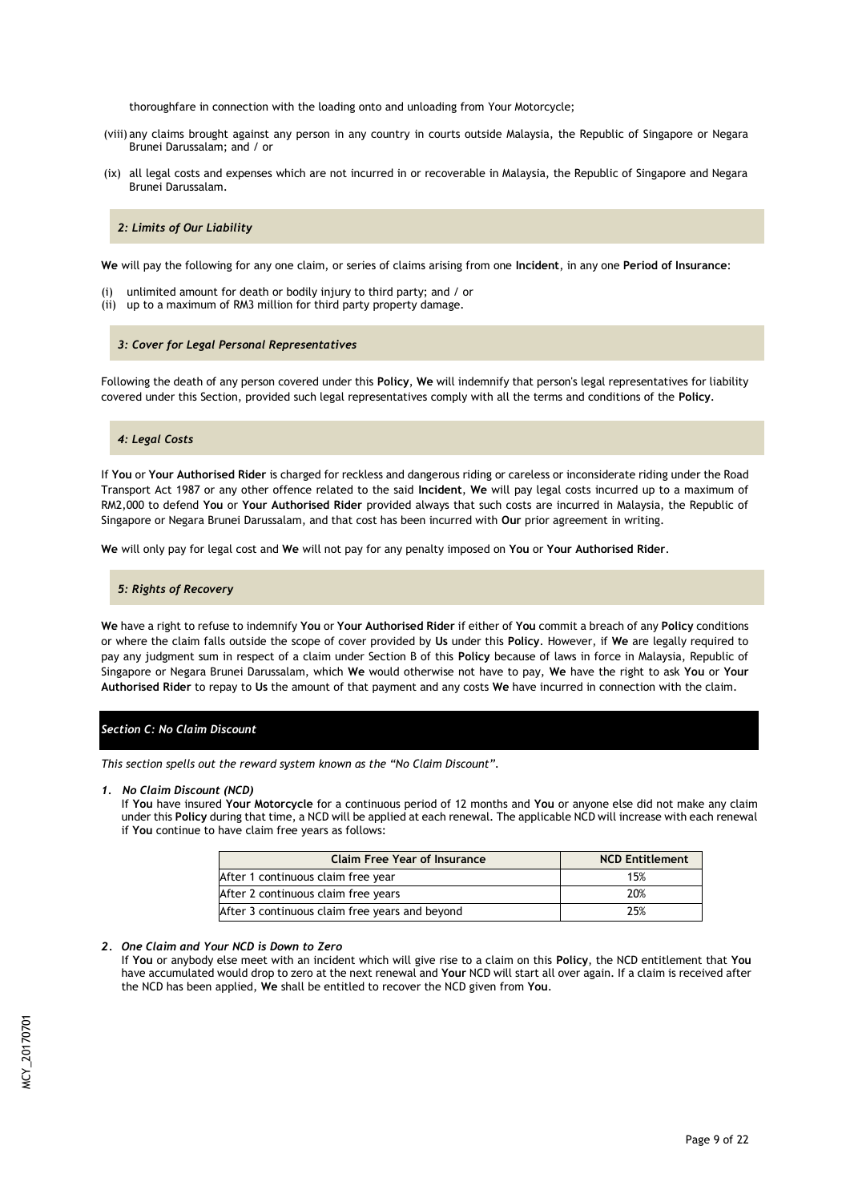thoroughfare in connection with the loading onto and unloading from Your Motorcycle;

(viii) any claims brought against any person in any country in courts outside Malaysia, the Republic of Singapore or Negara Brunei Darussalam; and / or

(ix) all legal costs and expenses which are not incurred in or recoverable in Malaysia, the Republic of Singapore and Negara Brunei Darussalam.

### *2: Limits of Our Liability*

**We** will pay the following for any one claim, or series of claims arising from one **Incident**, in any one **Period of Insurance**:

(i) unlimited amount for death or bodily injury to third party; and / or
(ii) up to a maximum of RM3 million for third party property damage.

### *3: Cover for Legal Personal Representatives*

Following the death of any person covered under this **Policy**, **We** will indemnify that person's legal representatives for liability covered under this Section, provided such legal representatives comply with all the terms and conditions of the **Policy**.

### *4: Legal Costs*

If **You** or **Your Authorised Rider** is charged for reckless and dangerous riding or careless or inconsiderate riding under the Road Transport Act 1987 or any other offence related to the said **Incident**, **We** will pay legal costs incurred up to a maximum of RM2,000 to defend **You** or **Your Authorised Rider** provided always that such costs are incurred in Malaysia, the Republic of Singapore or Negara Brunei Darussalam, and that cost has been incurred with **Our** prior agreement in writing.

**We** will only pay for legal cost and **We** will not pay for any penalty imposed on **You** or **Your Authorised Rider**.

### *5: Rights of Recovery*

**We** have a right to refuse to indemnify **You** or **Your Authorised Rider** if either of **You** commit a breach of any **Policy** conditions or where the claim falls outside the scope of cover provided by **Us** under this **Policy**. However, if **We** are legally required to pay any judgment sum in respect of a claim under Section B of this **Policy** because of laws in force in Malaysia, Republic of Singapore or Negara Brunei Darussalam, which **We** would otherwise not have to pay, **We** have the right to ask **You** or **Your Authorised Rider** to repay to **Us** the amount of that payment and any costs **We** have incurred in connection with the claim.

## *Section C: No Claim Discount*

*This section spells out the reward system known as the "No Claim Discount".*

1. ***No Claim Discount (NCD)***
   If **You** have insured **Your Motorcycle** for a continuous period of 12 months and **You** or anyone else did not make any claim under this **Policy** during that time, a NCD will be applied at each renewal. The applicable NCD will increase with each renewal if **You** continue to have claim free years as follows:

| Claim Free Year of Insurance | NCD Entitlement |
|---|---|
| After 1 continuous claim free year | 15% |
| After 2 continuous claim free years | 20% |
| After 3 continuous claim free years and beyond | 25% |

2. ***One Claim and Your NCD is Down to Zero***
   If **You** or anybody else meet with an incident which will give rise to a claim on this **Policy**, the NCD entitlement that **You** have accumulated would drop to zero at the next renewal and **Your** NCD will start all over again. If a claim is received after the NCD has been applied, **We** shall be entitled to recover the NCD given from **You**.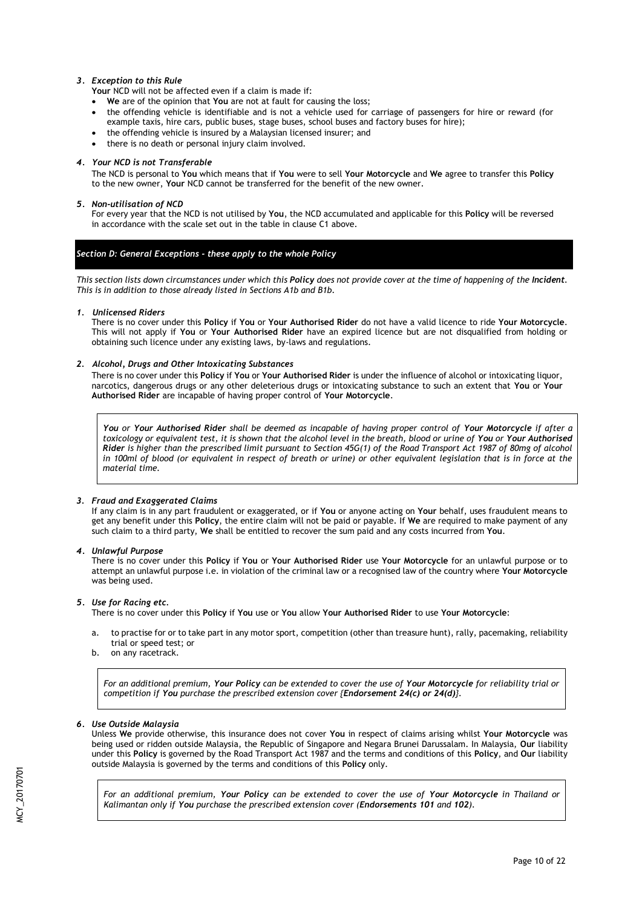### *3. Exception to this Rule*

**Your** NCD will not be affected even if a claim is made if:

- **We** are of the opinion that **You** are not at fault for causing the loss;
- the offending vehicle is identifiable and is not a vehicle used for carriage of passengers for hire or reward (for example taxis, hire cars, public buses, stage buses, school buses and factory buses for hire);
- the offending vehicle is insured by a Malaysian licensed insurer; and
- there is no death or personal injury claim involved.

### *4. Your NCD is not Transferable*

The NCD is personal to **You** which means that if **You** were to sell **Your Motorcycle** and **We** agree to transfer this **Policy** to the new owner, **Your** NCD cannot be transferred for the benefit of the new owner.

### *5. Non-utilisation of NCD*

For every year that the NCD is not utilised by **You**, the NCD accumulated and applicable for this **Policy** will be reversed in accordance with the scale set out in the table in clause C1 above.

## *Section D: General Exceptions - these apply to the whole Policy*

*This section lists down circumstances under which this **Policy** does not provide cover at the time of happening of the **Incident**. This is in addition to those already listed in Sections A1b and B1b.*

### *1. Unlicensed Riders*

There is no cover under this **Policy** if **You** or **Your Authorised Rider** do not have a valid licence to ride **Your Motorcycle**. This will not apply if **You** or **Your Authorised Rider** have an expired licence but are not disqualified from holding or obtaining such licence under any existing laws, by-laws and regulations.

### *2. Alcohol, Drugs and Other Intoxicating Substances*

There is no cover under this **Policy** if **You** or **Your Authorised Rider** is under the influence of alcohol or intoxicating liquor, narcotics, dangerous drugs or any other deleterious drugs or intoxicating substance to such an extent that **You** or **Your Authorised Rider** are incapable of having proper control of **Your Motorcycle**.

> ***You** or **Your Authorised Rider** shall be deemed as incapable of having proper control of **Your Motorcycle** if after a toxicology or equivalent test, it is shown that the alcohol level in the breath, blood or urine of **You** or **Your Authorised Rider** is higher than the prescribed limit pursuant to Section 45G(1) of the Road Transport Act 1987 of 80mg of alcohol in 100ml of blood (or equivalent in respect of breath or urine) or other equivalent legislation that is in force at the material time.*

### *3. Fraud and Exaggerated Claims*

If any claim is in any part fraudulent or exaggerated, or if **You** or anyone acting on **Your** behalf, uses fraudulent means to get any benefit under this **Policy**, the entire claim will not be paid or payable. If **We** are required to make payment of any such claim to a third party, **We** shall be entitled to recover the sum paid and any costs incurred from **You**.

### *4. Unlawful Purpose*

There is no cover under this **Policy** if **You** or **Your Authorised Rider** use **Your Motorcycle** for an unlawful purpose or to attempt an unlawful purpose i.e. in violation of the criminal law or a recognised law of the country where **Your Motorcycle** was being used.

### *5. Use for Racing etc.*

There is no cover under this **Policy** if **You** use or **You** allow **Your Authorised Rider** to use **Your Motorcycle**:

a. to practise for or to take part in any motor sport, competition (other than treasure hunt), rally, pacemaking, reliability trial or speed test; or
b. on any racetrack.

> *For an additional premium, **Your Policy** can be extended to cover the use of **Your Motorcycle** for reliability trial or competition if **You** purchase the prescribed extension cover {**Endorsement 24(c) or 24(d)**}.*

### *6. Use Outside Malaysia*

Unless **We** provide otherwise, this insurance does not cover **You** in respect of claims arising whilst **Your Motorcycle** was being used or ridden outside Malaysia, the Republic of Singapore and Negara Brunei Darussalam. In Malaysia, **Our** liability under this **Policy** is governed by the Road Transport Act 1987 and the terms and conditions of this **Policy**, and **Our** liability outside Malaysia is governed by the terms and conditions of this **Policy** only.

> *For an additional premium, **Your Policy** can be extended to cover the use of **Your Motorcycle** in Thailand or Kalimantan only if **You** purchase the prescribed extension cover (**Endorsements 101** and **102**).*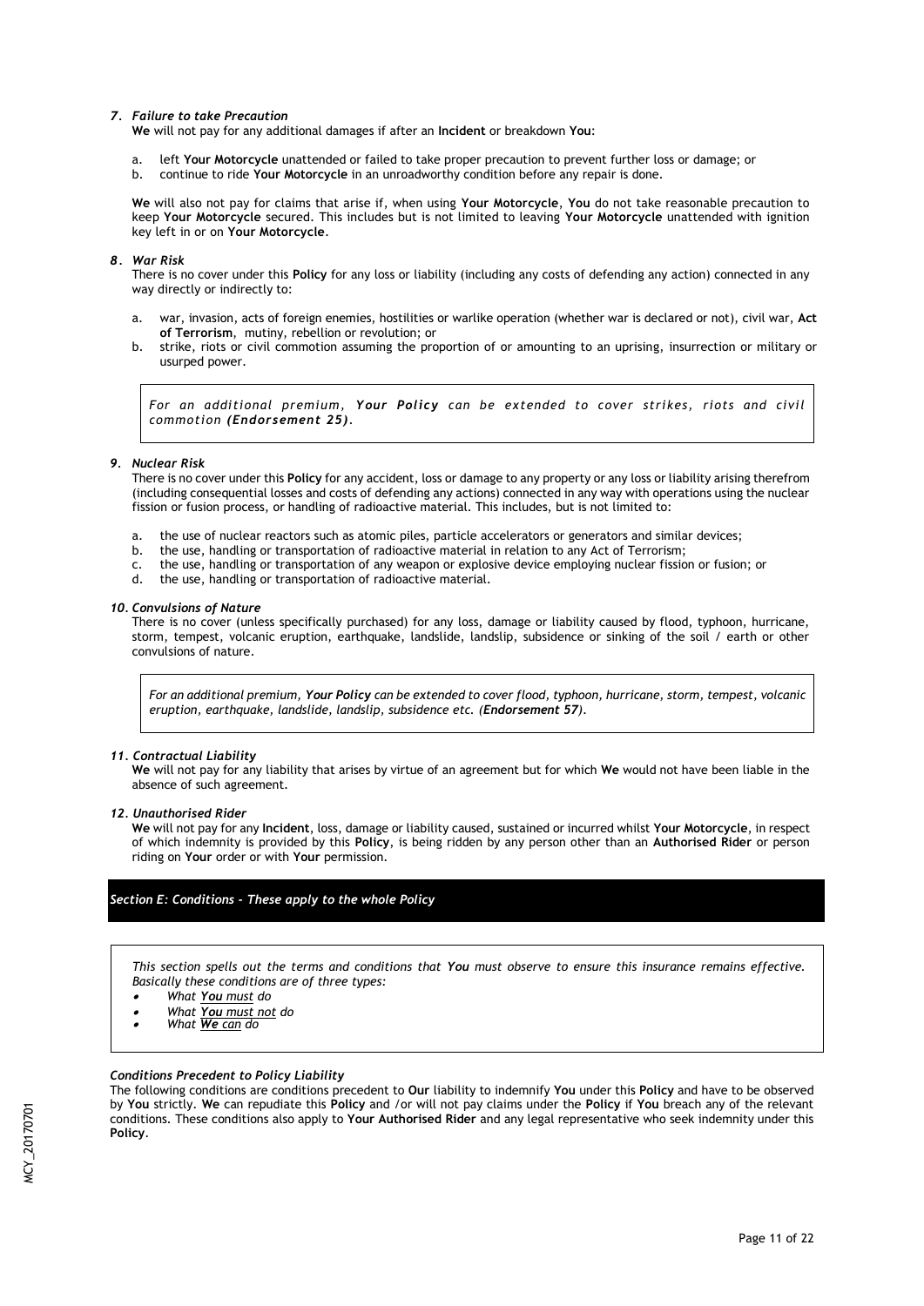### *7. Failure to take Precaution*

**We** will not pay for any additional damages if after an **Incident** or breakdown **You**:

a. left **Your Motorcycle** unattended or failed to take proper precaution to prevent further loss or damage; or
b. continue to ride **Your Motorcycle** in an unroadworthy condition before any repair is done.

**We** will also not pay for claims that arise if, when using **Your Motorcycle**, **You** do not take reasonable precaution to keep **Your Motorcycle** secured. This includes but is not limited to leaving **Your Motorcycle** unattended with ignition key left in or on **Your Motorcycle**.

### *8. War Risk*

There is no cover under this **Policy** for any loss or liability (including any costs of defending any action) connected in any way directly or indirectly to:

a. war, invasion, acts of foreign enemies, hostilities or warlike operation (whether war is declared or not), civil war, **Act of Terrorism**, mutiny, rebellion or revolution; or
b. strike, riots or civil commotion assuming the proportion of or amounting to an uprising, insurrection or military or usurped power.

> *For an additional premium, **Your Policy** can be extended to cover strikes, riots and civil commotion **(Endorsement 25)**.*

### *9. Nuclear Risk*

There is no cover under this **Policy** for any accident, loss or damage to any property or any loss or liability arising therefrom (including consequential losses and costs of defending any actions) connected in any way with operations using the nuclear fission or fusion process, or handling of radioactive material. This includes, but is not limited to:

a. the use of nuclear reactors such as atomic piles, particle accelerators or generators and similar devices;
b. the use, handling or transportation of radioactive material in relation to any Act of Terrorism;
c. the use, handling or transportation of any weapon or explosive device employing nuclear fission or fusion; or
d. the use, handling or transportation of radioactive material.

### *10. Convulsions of Nature*

There is no cover (unless specifically purchased) for any loss, damage or liability caused by flood, typhoon, hurricane, storm, tempest, volcanic eruption, earthquake, landslide, landslip, subsidence or sinking of the soil / earth or other convulsions of nature.

> *For an additional premium, **Your Policy** can be extended to cover flood, typhoon, hurricane, storm, tempest, volcanic eruption, earthquake, landslide, landslip, subsidence etc. (**Endorsement 57**).*

### *11. Contractual Liability*

**We** will not pay for any liability that arises by virtue of an agreement but for which **We** would not have been liable in the absence of such agreement.

### *12. Unauthorised Rider*

**We** will not pay for any **Incident**, loss, damage or liability caused, sustained or incurred whilst **Your Motorcycle**, in respect of which indemnity is provided by this **Policy**, is being ridden by any person other than an **Authorised Rider** or person riding on **Your** order or with **Your** permission.

## *Section E: Conditions - These apply to the whole Policy*

> *This section spells out the terms and conditions that **You** must observe to ensure this insurance remains effective. Basically these conditions are of three types:*
>
> - *What **You must** do*
> - *What **You must not** do*
> - *What **We can** do*

### *Conditions Precedent to Policy Liability*

The following conditions are conditions precedent to **Our** liability to indemnify **You** under this **Policy** and have to be observed by **You** strictly. **We** can repudiate this **Policy** and /or will not pay claims under the **Policy** if **You** breach any of the relevant conditions. These conditions also apply to **Your Authorised Rider** and any legal representative who seek indemnity under this **Policy**.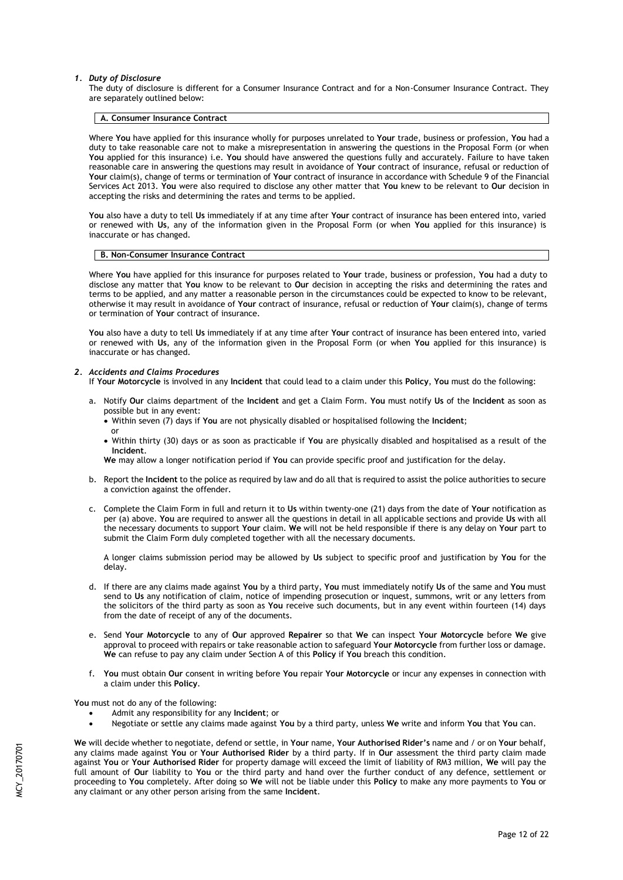### *1. Duty of Disclosure*

The duty of disclosure is different for a Consumer Insurance Contract and for a Non-Consumer Insurance Contract. They are separately outlined below:

**A. Consumer Insurance Contract**

Where **You** have applied for this insurance wholly for purposes unrelated to **Your** trade, business or profession, **You** had a duty to take reasonable care not to make a misrepresentation in answering the questions in the Proposal Form (or when **You** applied for this insurance) i.e. **You** should have answered the questions fully and accurately. Failure to have taken reasonable care in answering the questions may result in avoidance of **Your** contract of insurance, refusal or reduction of **Your** claim(s), change of terms or termination of **Your** contract of insurance in accordance with Schedule 9 of the Financial Services Act 2013. **You** were also required to disclose any other matter that **You** knew to be relevant to **Our** decision in accepting the risks and determining the rates and terms to be applied.

**You** also have a duty to tell **Us** immediately if at any time after **Your** contract of insurance has been entered into, varied or renewed with **Us**, any of the information given in the Proposal Form (or when **You** applied for this insurance) is inaccurate or has changed.

**B. Non-Consumer Insurance Contract**

Where **You** have applied for this insurance for purposes related to **Your** trade, business or profession, **You** had a duty to disclose any matter that **You** know to be relevant to **Our** decision in accepting the risks and determining the rates and terms to be applied, and any matter a reasonable person in the circumstances could be expected to know to be relevant, otherwise it may result in avoidance of **Your** contract of insurance, refusal or reduction of **Your** claim(s), change of terms or termination of **Your** contract of insurance.

**You** also have a duty to tell **Us** immediately if at any time after **Your** contract of insurance has been entered into, varied or renewed with **Us**, any of the information given in the Proposal Form (or when **You** applied for this insurance) is inaccurate or has changed.

### *2. Accidents and Claims Procedures*

If **Your Motorcycle** is involved in any **Incident** that could lead to a claim under this **Policy**, **You** must do the following:

a. Notify **Our** claims department of the **Incident** and get a Claim Form. **You** must notify **Us** of the **Incident** as soon as possible but in any event:
   - Within seven (7) days if **You** are not physically disabled or hospitalised following the **Incident**;
     or
   - Within thirty (30) days or as soon as practicable if **You** are physically disabled and hospitalised as a result of the **Incident**.

   **We** may allow a longer notification period if **You** can provide specific proof and justification for the delay.

b. Report the **Incident** to the police as required by law and do all that is required to assist the police authorities to secure a conviction against the offender.

c. Complete the Claim Form in full and return it to **Us** within twenty-one (21) days from the date of **Your** notification as per (a) above. **You** are required to answer all the questions in detail in all applicable sections and provide **Us** with all the necessary documents to support **Your** claim. **We** will not be held responsible if there is any delay on **Your** part to submit the Claim Form duly completed together with all the necessary documents.

   A longer claims submission period may be allowed by **Us** subject to specific proof and justification by **You** for the delay.

d. If there are any claims made against **You** by a third party, **You** must immediately notify **Us** of the same and **You** must send to **Us** any notification of claim, notice of impending prosecution or inquest, summons, writ or any letters from the solicitors of the third party as soon as **You** receive such documents, but in any event within fourteen (14) days from the date of receipt of any of the documents.

e. Send **Your Motorcycle** to any of **Our** approved **Repairer** so that **We** can inspect **Your Motorcycle** before **We** give approval to proceed with repairs or take reasonable action to safeguard **Your Motorcycle** from further loss or damage. **We** can refuse to pay any claim under Section A of this **Policy** if **You** breach this condition.

f. **You** must obtain **Our** consent in writing before **You** repair **Your Motorcycle** or incur any expenses in connection with a claim under this **Policy**.

**You** must not do any of the following:

- Admit any responsibility for any **Incident**; or
- Negotiate or settle any claims made against **You** by a third party, unless **We** write and inform **You** that **You** can.

**We** will decide whether to negotiate, defend or settle, in **Your** name, **Your Authorised Rider's** name and / or on **Your** behalf, any claims made against **You** or **Your Authorised Rider** by a third party. If in **Our** assessment the third party claim made against **You** or **Your Authorised Rider** for property damage will exceed the limit of liability of RM3 million, **We** will pay the full amount of **Our** liability to **You** or the third party and hand over the further conduct of any defence, settlement or proceeding to **You** completely. After doing so **We** will not be liable under this **Policy** to make any more payments to **You** or any claimant or any other person arising from the same **Incident**.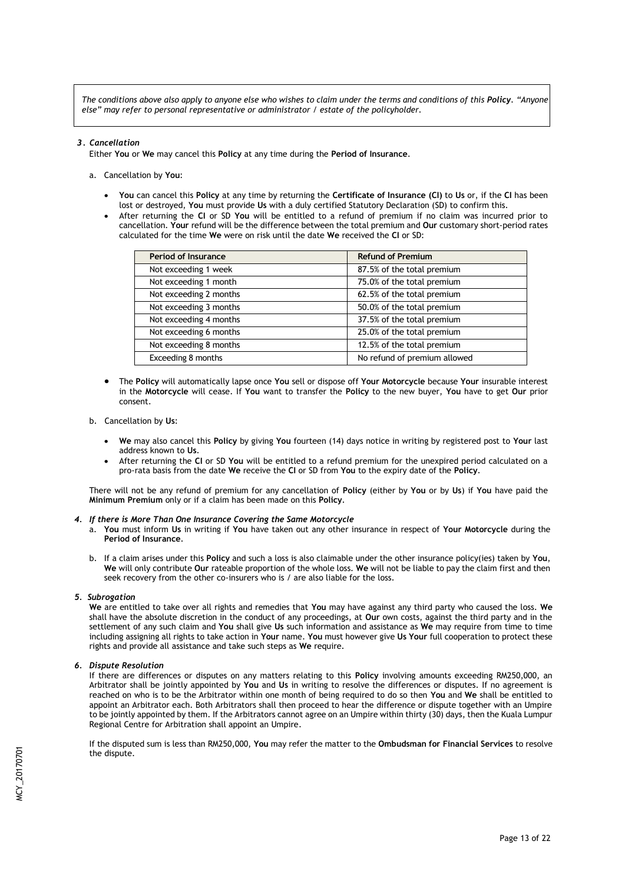*The conditions above also apply to anyone else who wishes to claim under the terms and conditions of this **Policy**. "Anyone else" may refer to personal representative or administrator / estate of the policyholder.*

***3. Cancellation***

Either **You** or **We** may cancel this **Policy** at any time during the **Period of Insurance**.

a. Cancellation by **You**:

- **You** can cancel this **Policy** at any time by returning the **Certificate of Insurance (CI)** to **Us** or, if the **CI** has been lost or destroyed, **You** must provide **Us** with a duly certified Statutory Declaration (SD) to confirm this.
- After returning the **CI** or SD **You** will be entitled to a refund of premium if no claim was incurred prior to cancellation. **Your** refund will be the difference between the total premium and **Our** customary short-period rates calculated for the time **We** were on risk until the date **We** received the **CI** or SD:

| Period of Insurance | Refund of Premium |
|---|---|
| Not exceeding 1 week | 87.5% of the total premium |
| Not exceeding 1 month | 75.0% of the total premium |
| Not exceeding 2 months | 62.5% of the total premium |
| Not exceeding 3 months | 50.0% of the total premium |
| Not exceeding 4 months | 37.5% of the total premium |
| Not exceeding 6 months | 25.0% of the total premium |
| Not exceeding 8 months | 12.5% of the total premium |
| Exceeding 8 months | No refund of premium allowed |

- The **Policy** will automatically lapse once **You** sell or dispose off **Your Motorcycle** because **Your** insurable interest in the **Motorcycle** will cease. If **You** want to transfer the **Policy** to the new buyer, **You** have to get **Our** prior consent.

b. Cancellation by **Us**:

- **We** may also cancel this **Policy** by giving **You** fourteen (14) days notice in writing by registered post to **Your** last address known to **Us**.
- After returning the **CI** or SD **You** will be entitled to a refund premium for the unexpired period calculated on a pro-rata basis from the date **We** receive the **CI** or SD from **You** to the expiry date of the **Policy**.

There will not be any refund of premium for any cancellation of **Policy** (either by **You** or by **Us**) if **You** have paid the **Minimum Premium** only or if a claim has been made on this **Policy**.

***4. If there is More Than One Insurance Covering the Same Motorcycle***

a. **You** must inform **Us** in writing if **You** have taken out any other insurance in respect of **Your Motorcycle** during the **Period of Insurance**.

b. If a claim arises under this **Policy** and such a loss is also claimable under the other insurance policy(ies) taken by **You**, **We** will only contribute **Our** rateable proportion of the whole loss. **We** will not be liable to pay the claim first and then seek recovery from the other co-insurers who is / are also liable for the loss.

***5. Subrogation***

**We** are entitled to take over all rights and remedies that **You** may have against any third party who caused the loss. **We** shall have the absolute discretion in the conduct of any proceedings, at **Our** own costs, against the third party and in the settlement of any such claim and **You** shall give **Us** such information and assistance as **We** may require from time to time including assigning all rights to take action in **Your** name. **You** must however give **Us Your** full cooperation to protect these rights and provide all assistance and take such steps as **We** require.

***6. Dispute Resolution***

If there are differences or disputes on any matters relating to this **Policy** involving amounts exceeding RM250,000, an Arbitrator shall be jointly appointed by **You** and **Us** in writing to resolve the differences or disputes. If no agreement is reached on who is to be the Arbitrator within one month of being required to do so then **You** and **We** shall be entitled to appoint an Arbitrator each. Both Arbitrators shall then proceed to hear the difference or dispute together with an Umpire to be jointly appointed by them. If the Arbitrators cannot agree on an Umpire within thirty (30) days, then the Kuala Lumpur Regional Centre for Arbitration shall appoint an Umpire.

If the disputed sum is less than RM250,000, **You** may refer the matter to the **Ombudsman for Financial Services** to resolve the dispute.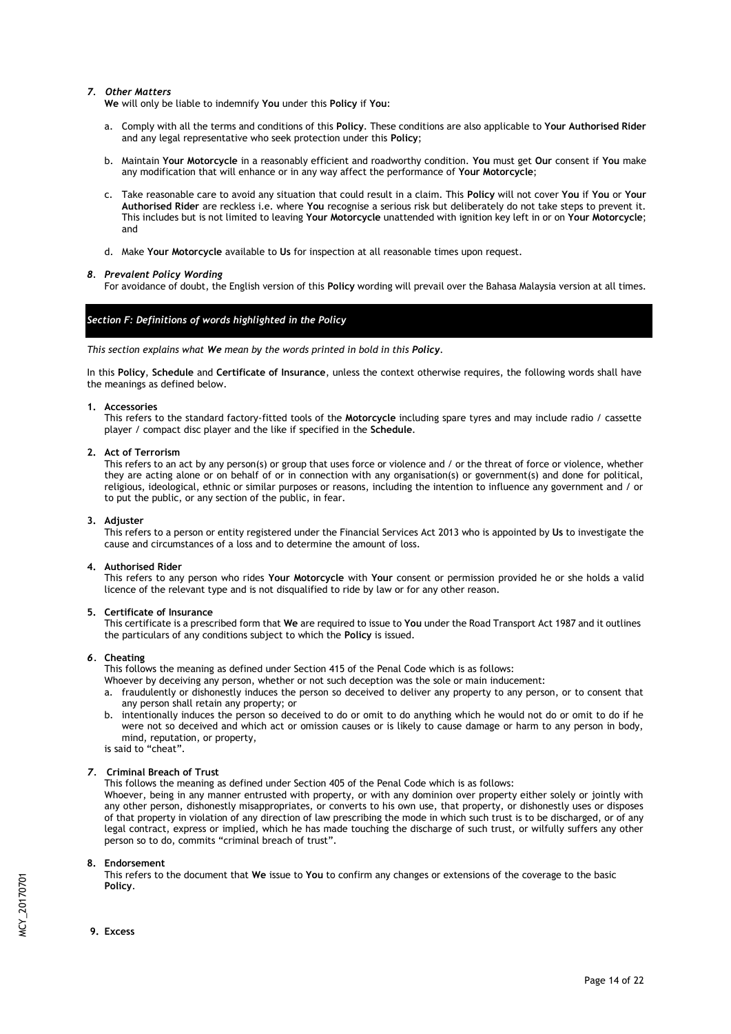### *7. Other Matters*

**We** will only be liable to indemnify **You** under this **Policy** if **You**:

a. Comply with all the terms and conditions of this **Policy**. These conditions are also applicable to **Your Authorised Rider** and any legal representative who seek protection under this **Policy**;

b. Maintain **Your Motorcycle** in a reasonably efficient and roadworthy condition. **You** must get **Our** consent if **You** make any modification that will enhance or in any way affect the performance of **Your Motorcycle**;

c. Take reasonable care to avoid any situation that could result in a claim. This **Policy** will not cover **You** if **You** or **Your Authorised Rider** are reckless i.e. where **You** recognise a serious risk but deliberately do not take steps to prevent it. This includes but is not limited to leaving **Your Motorcycle** unattended with ignition key left in or on **Your Motorcycle**; and

d. Make **Your Motorcycle** available to **Us** for inspection at all reasonable times upon request.

### *8. Prevalent Policy Wording*

For avoidance of doubt, the English version of this **Policy** wording will prevail over the Bahasa Malaysia version at all times.

## *Section F: Definitions of words highlighted in the Policy*

*This section explains what **We** mean by the words printed in bold in this **Policy**.*

In this **Policy**, **Schedule** and **Certificate of Insurance**, unless the context otherwise requires, the following words shall have the meanings as defined below.

**1. Accessories**

This refers to the standard factory-fitted tools of the **Motorcycle** including spare tyres and may include radio / cassette player / compact disc player and the like if specified in the **Schedule**.

**2. Act of Terrorism**

This refers to an act by any person(s) or group that uses force or violence and / or the threat of force or violence, whether they are acting alone or on behalf of or in connection with any organisation(s) or government(s) and done for political, religious, ideological, ethnic or similar purposes or reasons, including the intention to influence any government and / or to put the public, or any section of the public, in fear.

**3. Adjuster**

This refers to a person or entity registered under the Financial Services Act 2013 who is appointed by **Us** to investigate the cause and circumstances of a loss and to determine the amount of loss.

**4. Authorised Rider**

This refers to any person who rides **Your Motorcycle** with **Your** consent or permission provided he or she holds a valid licence of the relevant type and is not disqualified to ride by law or for any other reason.

**5. Certificate of Insurance**

This certificate is a prescribed form that **We** are required to issue to **You** under the Road Transport Act 1987 and it outlines the particulars of any conditions subject to which the **Policy** is issued.

**6. Cheating**

This follows the meaning as defined under Section 415 of the Penal Code which is as follows:

Whoever by deceiving any person, whether or not such deception was the sole or main inducement:

a. fraudulently or dishonestly induces the person so deceived to deliver any property to any person, or to consent that any person shall retain any property; or

b. intentionally induces the person so deceived to do or omit to do anything which he would not do or omit to do if he were not so deceived and which act or omission causes or is likely to cause damage or harm to any person in body, mind, reputation, or property,

is said to "cheat".

**7. Criminal Breach of Trust**

This follows the meaning as defined under Section 405 of the Penal Code which is as follows:

Whoever, being in any manner entrusted with property, or with any dominion over property either solely or jointly with any other person, dishonestly misappropriates, or converts to his own use, that property, or dishonestly uses or disposes of that property in violation of any direction of law prescribing the mode in which such trust is to be discharged, or of any legal contract, express or implied, which he has made touching the discharge of such trust, or wilfully suffers any other person so to do, commits "criminal breach of trust".

**8. Endorsement**

This refers to the document that **We** issue to **You** to confirm any changes or extensions of the coverage to the basic **Policy**.

**9. Excess**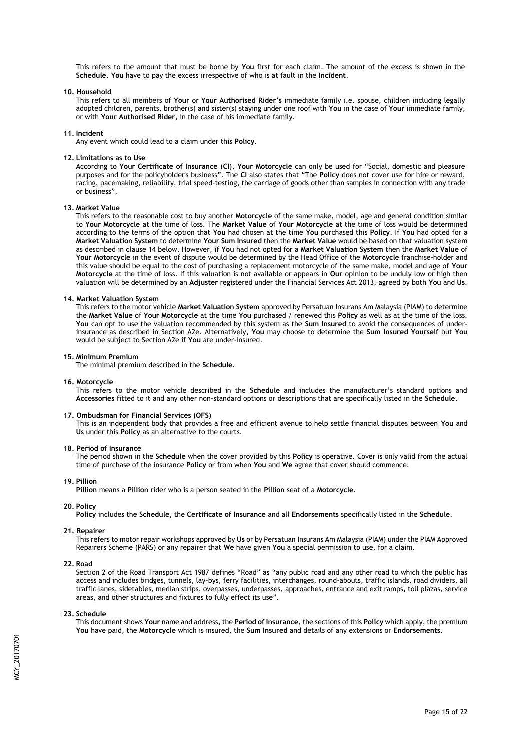This refers to the amount that must be borne by **You** first for each claim. The amount of the excess is shown in the **Schedule**. **You** have to pay the excess irrespective of who is at fault in the **Incident**.

**10. Household**

This refers to all members of **Your** or **Your Authorised Rider's** immediate family i.e. spouse, children including legally adopted children, parents, brother(s) and sister(s) staying under one roof with **You** in the case of **Your** immediate family, or with **Your Authorised Rider**, in the case of his immediate family.

**11. Incident**

Any event which could lead to a claim under this **Policy**.

**12. Limitations as to Use**

According to **Your Certificate of Insurance** (**CI**), **Your Motorcycle** can only be used for "Social, domestic and pleasure purposes and for the policyholder's business". The **CI** also states that "The **Policy** does not cover use for hire or reward, racing, pacemaking, reliability, trial speed-testing, the carriage of goods other than samples in connection with any trade or business".

**13. Market Value**

This refers to the reasonable cost to buy another **Motorcycle** of the same make, model, age and general condition similar to **Your Motorcycle** at the time of loss. The **Market Value** of **Your Motorcycle** at the time of loss would be determined according to the terms of the option that **You** had chosen at the time **You** purchased this **Policy**. If **You** had opted for a **Market Valuation System** to determine **Your Sum Insured** then the **Market Value** would be based on that valuation system as described in clause 14 below. However, if **You** had not opted for a **Market Valuation System** then the **Market Value** of **Your Motorcycle** in the event of dispute would be determined by the Head Office of the **Motorcycle** franchise-holder and this value should be equal to the cost of purchasing a replacement motorcycle of the same make, model and age of **Your Motorcycle** at the time of loss. If this valuation is not available or appears in **Our** opinion to be unduly low or high then valuation will be determined by an **Adjuster** registered under the Financial Services Act 2013, agreed by both **You** and **Us**.

**14. Market Valuation System**

This refers to the motor vehicle **Market Valuation System** approved by Persatuan Insurans Am Malaysia (PIAM) to determine the **Market Value** of **Your Motorcycle** at the time **You** purchased / renewed this **Policy** as well as at the time of the loss. **You** can opt to use the valuation recommended by this system as the **Sum Insured** to avoid the consequences of under-insurance as described in Section A2e. Alternatively, **You** may choose to determine the **Sum Insured Yourself** but **You** would be subject to Section A2e if **You** are under-insured.

**15. Minimum Premium**

The minimal premium described in the **Schedule**.

**16. Motorcycle**

This refers to the motor vehicle described in the **Schedule** and includes the manufacturer's standard options and **Accessories** fitted to it and any other non-standard options or descriptions that are specifically listed in the **Schedule**.

**17. Ombudsman for Financial Services (OFS)**

This is an independent body that provides a free and efficient avenue to help settle financial disputes between **You** and **Us** under this **Policy** as an alternative to the courts.

**18. Period of Insurance**

The period shown in the **Schedule** when the cover provided by this **Policy** is operative. Cover is only valid from the actual time of purchase of the insurance **Policy** or from when **You** and **We** agree that cover should commence.

**19. Pillion**

**Pillion** means a **Pillion** rider who is a person seated in the **Pillion** seat of a **Motorcycle**.

**20. Policy**

**Policy** includes the **Schedule**, the **Certificate of Insurance** and all **Endorsements** specifically listed in the **Schedule**.

**21. Repairer**

This refers to motor repair workshops approved by **Us** or by Persatuan Insurans Am Malaysia (PIAM) under the PIAM Approved Repairers Scheme (PARS) or any repairer that **We** have given **You** a special permission to use, for a claim.

**22. Road**

Section 2 of the Road Transport Act 1987 defines "Road" as "any public road and any other road to which the public has access and includes bridges, tunnels, lay-bys, ferry facilities, interchanges, round-abouts, traffic islands, road dividers, all traffic lanes, sidetables, median strips, overpasses, underpasses, approaches, entrance and exit ramps, toll plazas, service areas, and other structures and fixtures to fully effect its use".

**23. Schedule**

This document shows **Your** name and address, the **Period of Insurance**, the sections of this **Policy** which apply, the premium **You** have paid, the **Motorcycle** which is insured, the **Sum Insured** and details of any extensions or **Endorsements**.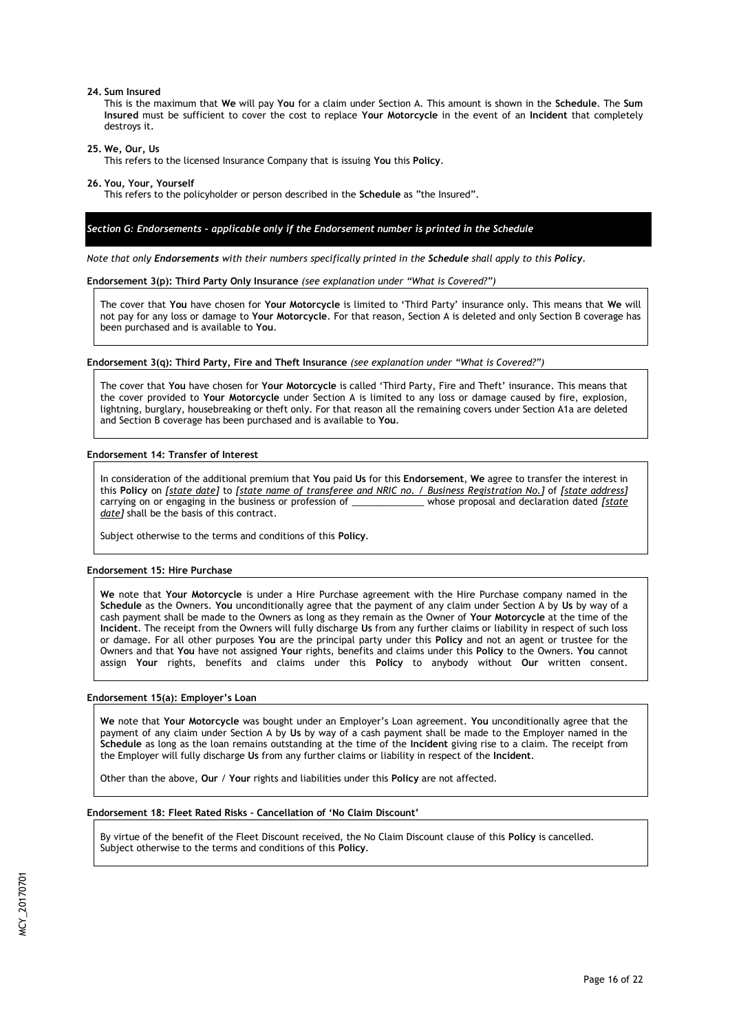**24. Sum Insured**

This is the maximum that **We** will pay **You** for a claim under Section A. This amount is shown in the **Schedule**. The **Sum Insured** must be sufficient to cover the cost to replace **Your Motorcycle** in the event of an **Incident** that completely destroys it.

**25. We, Our, Us**

This refers to the licensed Insurance Company that is issuing **You** this **Policy**.

**26. You, Your, Yourself**

This refers to the policyholder or person described in the **Schedule** as "the Insured".

## *Section G: Endorsements - applicable only if the Endorsement number is printed in the Schedule*

*Note that only **Endorsements** with their numbers specifically printed in the **Schedule** shall apply to this **Policy**.*

**Endorsement 3(p): Third Party Only Insurance** *(see explanation under "What is Covered?")*

The cover that **You** have chosen for **Your Motorcycle** is limited to 'Third Party' insurance only. This means that **We** will not pay for any loss or damage to **Your Motorcycle**. For that reason, Section A is deleted and only Section B coverage has been purchased and is available to **You**.

**Endorsement 3(q): Third Party, Fire and Theft Insurance** *(see explanation under "What is Covered?")*

The cover that **You** have chosen for **Your Motorcycle** is called 'Third Party, Fire and Theft' insurance. This means that the cover provided to **Your Motorcycle** under Section A is limited to any loss or damage caused by fire, explosion, lightning, burglary, housebreaking or theft only. For that reason all the remaining covers under Section A1a are deleted and Section B coverage has been purchased and is available to **You**.

**Endorsement 14: Transfer of Interest**

In consideration of the additional premium that **You** paid **Us** for this **Endorsement**, **We** agree to transfer the interest in this **Policy** on *[state date]* to *[state name of transferee and NRIC no. / Business Registration No.]* of *[state address]* carrying on or engaging in the business or profession of ______________ whose proposal and declaration dated *[state date]* shall be the basis of this contract.

Subject otherwise to the terms and conditions of this **Policy**.

**Endorsement 15: Hire Purchase**

**We** note that **Your Motorcycle** is under a Hire Purchase agreement with the Hire Purchase company named in the **Schedule** as the Owners. **You** unconditionally agree that the payment of any claim under Section A by **Us** by way of a cash payment shall be made to the Owners as long as they remain as the Owner of **Your Motorcycle** at the time of the **Incident**. The receipt from the Owners will fully discharge **Us** from any further claims or liability in respect of such loss or damage. For all other purposes **You** are the principal party under this **Policy** and not an agent or trustee for the Owners and that **You** have not assigned **Your** rights, benefits and claims under this **Policy** to the Owners. **You** cannot assign **Your** rights, benefits and claims under this **Policy** to anybody without **Our** written consent.

**Endorsement 15(a): Employer's Loan**

**We** note that **Your Motorcycle** was bought under an Employer's Loan agreement. **You** unconditionally agree that the payment of any claim under Section A by **Us** by way of a cash payment shall be made to the Employer named in the **Schedule** as long as the loan remains outstanding at the time of the **Incident** giving rise to a claim. The receipt from the Employer will fully discharge **Us** from any further claims or liability in respect of the **Incident**.

Other than the above, **Our** / **Your** rights and liabilities under this **Policy** are not affected.

**Endorsement 18: Fleet Rated Risks – Cancellation of 'No Claim Discount'**

By virtue of the benefit of the Fleet Discount received, the No Claim Discount clause of this **Policy** is cancelled. Subject otherwise to the terms and conditions of this **Policy**.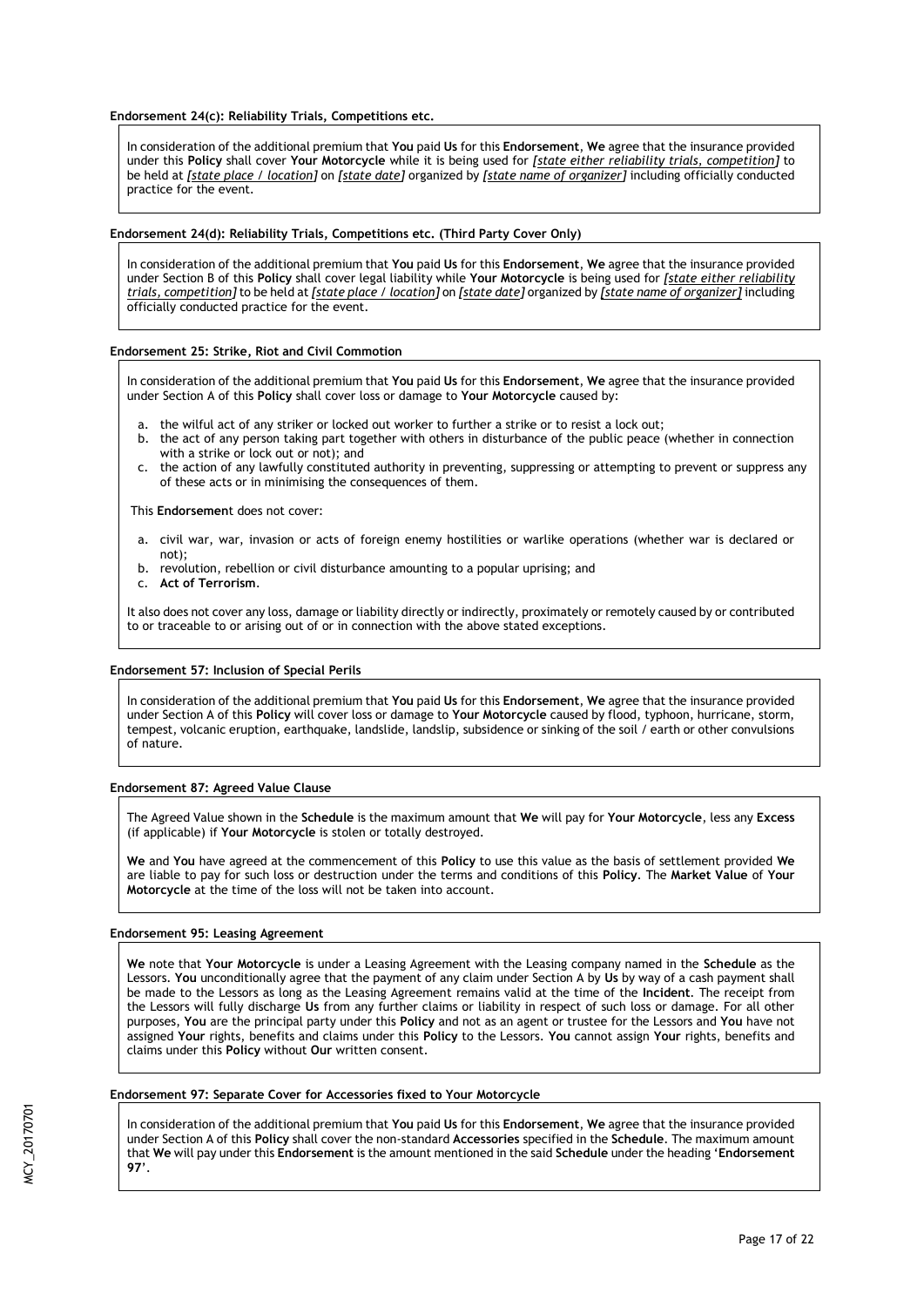**Endorsement 24(c): Reliability Trials, Competitions etc.**

In consideration of the additional premium that **You** paid **Us** for this **Endorsement**, **We** agree that the insurance provided under this **Policy** shall cover **Your Motorcycle** while it is being used for *[state either reliability trials, competition]* to be held at *[state place / location]* on *[state date]* organized by *[state name of organizer]* including officially conducted practice for the event.

**Endorsement 24(d): Reliability Trials, Competitions etc. (Third Party Cover Only)**

In consideration of the additional premium that **You** paid **Us** for this **Endorsement**, **We** agree that the insurance provided under Section B of this **Policy** shall cover legal liability while **Your Motorcycle** is being used for *[state either reliability trials, competition]* to be held at *[state place / location]* on *[state date]* organized by *[state name of organizer]* including officially conducted practice for the event.

**Endorsement 25: Strike, Riot and Civil Commotion**

In consideration of the additional premium that **You** paid **Us** for this **Endorsement**, **We** agree that the insurance provided under Section A of this **Policy** shall cover loss or damage to **Your Motorcycle** caused by:

a. the wilful act of any striker or locked out worker to further a strike or to resist a lock out;
b. the act of any person taking part together with others in disturbance of the public peace (whether in connection with a strike or lock out or not); and
c. the action of any lawfully constituted authority in preventing, suppressing or attempting to prevent or suppress any of these acts or in minimising the consequences of them.

This **Endorsement** does not cover:

a. civil war, war, invasion or acts of foreign enemy hostilities or warlike operations (whether war is declared or not);
b. revolution, rebellion or civil disturbance amounting to a popular uprising; and
c. **Act of Terrorism**.

It also does not cover any loss, damage or liability directly or indirectly, proximately or remotely caused by or contributed to or traceable to or arising out of or in connection with the above stated exceptions.

**Endorsement 57: Inclusion of Special Perils**

In consideration of the additional premium that **You** paid **Us** for this **Endorsement**, **We** agree that the insurance provided under Section A of this **Policy** will cover loss or damage to **Your Motorcycle** caused by flood, typhoon, hurricane, storm, tempest, volcanic eruption, earthquake, landslide, landslip, subsidence or sinking of the soil / earth or other convulsions of nature.

**Endorsement 87: Agreed Value Clause**

The Agreed Value shown in the **Schedule** is the maximum amount that **We** will pay for **Your Motorcycle**, less any **Excess** (if applicable) if **Your Motorcycle** is stolen or totally destroyed.

**We** and **You** have agreed at the commencement of this **Policy** to use this value as the basis of settlement provided **We** are liable to pay for such loss or destruction under the terms and conditions of this **Policy**. The **Market Value** of **Your Motorcycle** at the time of the loss will not be taken into account.

**Endorsement 95: Leasing Agreement**

**We** note that **Your Motorcycle** is under a Leasing Agreement with the Leasing company named in the **Schedule** as the Lessors. **You** unconditionally agree that the payment of any claim under Section A by **Us** by way of a cash payment shall be made to the Lessors as long as the Leasing Agreement remains valid at the time of the **Incident**. The receipt from the Lessors will fully discharge **Us** from any further claims or liability in respect of such loss or damage. For all other purposes, **You** are the principal party under this **Policy** and not as an agent or trustee for the Lessors and **You** have not assigned **Your** rights, benefits and claims under this **Policy** to the Lessors. **You** cannot assign **Your** rights, benefits and claims under this **Policy** without **Our** written consent.

**Endorsement 97: Separate Cover for Accessories fixed to Your Motorcycle**

In consideration of the additional premium that **You** paid **Us** for this **Endorsement**, **We** agree that the insurance provided under Section A of this **Policy** shall cover the non-standard **Accessories** specified in the **Schedule**. The maximum amount that **We** will pay under this **Endorsement** is the amount mentioned in the said **Schedule** under the heading '**Endorsement 97**'.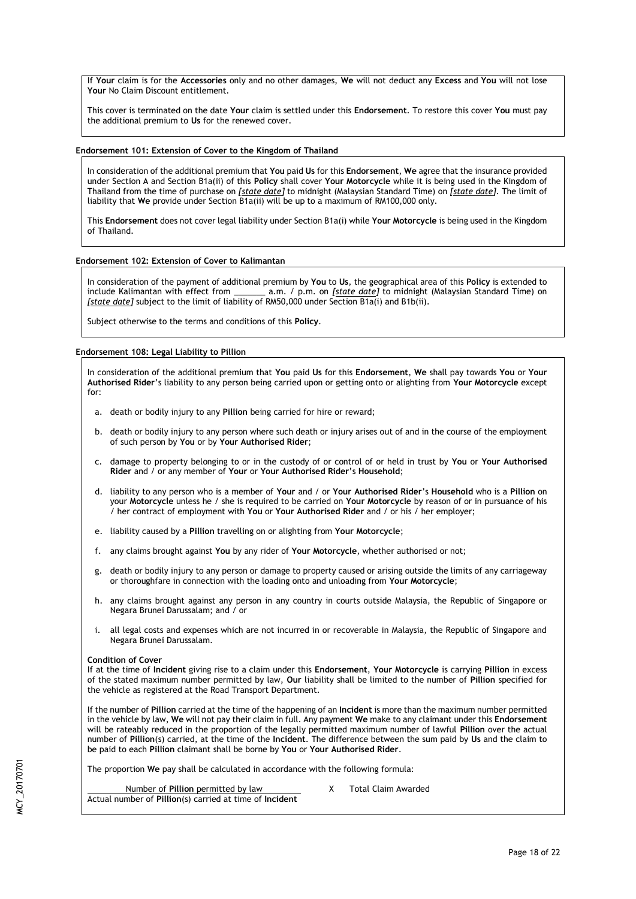If **Your** claim is for the **Accessories** only and no other damages, **We** will not deduct any **Excess** and **You** will not lose **Your** No Claim Discount entitlement.

This cover is terminated on the date **Your** claim is settled under this **Endorsement**. To restore this cover **You** must pay the additional premium to **Us** for the renewed cover.

#### Endorsement 101: Extension of Cover to the Kingdom of Thailand

In consideration of the additional premium that **You** paid **Us** for this **Endorsement**, **We** agree that the insurance provided under Section A and Section B1a(ii) of this **Policy** shall cover **Your Motorcycle** while it is being used in the Kingdom of Thailand from the time of purchase on *[state date]* to midnight (Malaysian Standard Time) on *[state date]*. The limit of liability that **We** provide under Section B1a(ii) will be up to a maximum of RM100,000 only.

This **Endorsement** does not cover legal liability under Section B1a(i) while **Your Motorcycle** is being used in the Kingdom of Thailand.

#### Endorsement 102: Extension of Cover to Kalimantan

In consideration of the payment of additional premium by **You** to **Us**, the geographical area of this **Policy** is extended to include Kalimantan with effect from _______ a.m. / p.m. on *[state date]* to midnight (Malaysian Standard Time) on *[state date]* subject to the limit of liability of RM50,000 under Section B1a(i) and B1b(ii).

Subject otherwise to the terms and conditions of this **Policy**.

#### Endorsement 108: Legal Liability to Pillion

In consideration of the additional premium that **You** paid **Us** for this **Endorsement**, **We** shall pay towards **You** or **Your Authorised Rider**'s liability to any person being carried upon or getting onto or alighting from **Your Motorcycle** except for:

a. death or bodily injury to any **Pillion** being carried for hire or reward;

b. death or bodily injury to any person where such death or injury arises out of and in the course of the employment of such person by **You** or by **Your Authorised Rider**;

c. damage to property belonging to or in the custody of or control of or held in trust by **You** or **Your Authorised Rider** and / or any member of **Your** or **Your Authorised Rider**'s **Household**;

d. liability to any person who is a member of **Your** and / or **Your Authorised Rider**'s **Household** who is a **Pillion** on your **Motorcycle** unless he / she is required to be carried on **Your Motorcycle** by reason of or in pursuance of his / her contract of employment with **You** or **Your Authorised Rider** and / or his / her employer;

e. liability caused by a **Pillion** travelling on or alighting from **Your Motorcycle**;

f. any claims brought against **You** by any rider of **Your Motorcycle**, whether authorised or not;

g. death or bodily injury to any person or damage to property caused or arising outside the limits of any carriageway or thoroughfare in connection with the loading onto and unloading from **Your Motorcycle**;

h. any claims brought against any person in any country in courts outside Malaysia, the Republic of Singapore or Negara Brunei Darussalam; and / or

i. all legal costs and expenses which are not incurred in or recoverable in Malaysia, the Republic of Singapore and Negara Brunei Darussalam.

**Condition of Cover**
If at the time of **Incident** giving rise to a claim under this **Endorsement**, **Your Motorcycle** is carrying **Pillion** in excess of the stated maximum number permitted by law, **Our** liability shall be limited to the number of **Pillion** specified for the vehicle as registered at the Road Transport Department.

If the number of **Pillion** carried at the time of the happening of an **Incident** is more than the maximum number permitted in the vehicle by law, **We** will not pay their claim in full. Any payment **We** make to any claimant under this **Endorsement** will be rateably reduced in the proportion of the legally permitted maximum number of lawful **Pillion** over the actual number of **Pillion**(s) carried, at the time of the **Incident**. The difference between the sum paid by **Us** and the claim to be paid to each **Pillion** claimant shall be borne by **You** or **Your Authorised Rider**.

The proportion **We** pay shall be calculated in accordance with the following formula:

$$\frac{\text{Number of Pillion permitted by law}}{\text{Actual number of Pillion(s) carried at time of Incident}} \times \text{Total Claim Awarded}$$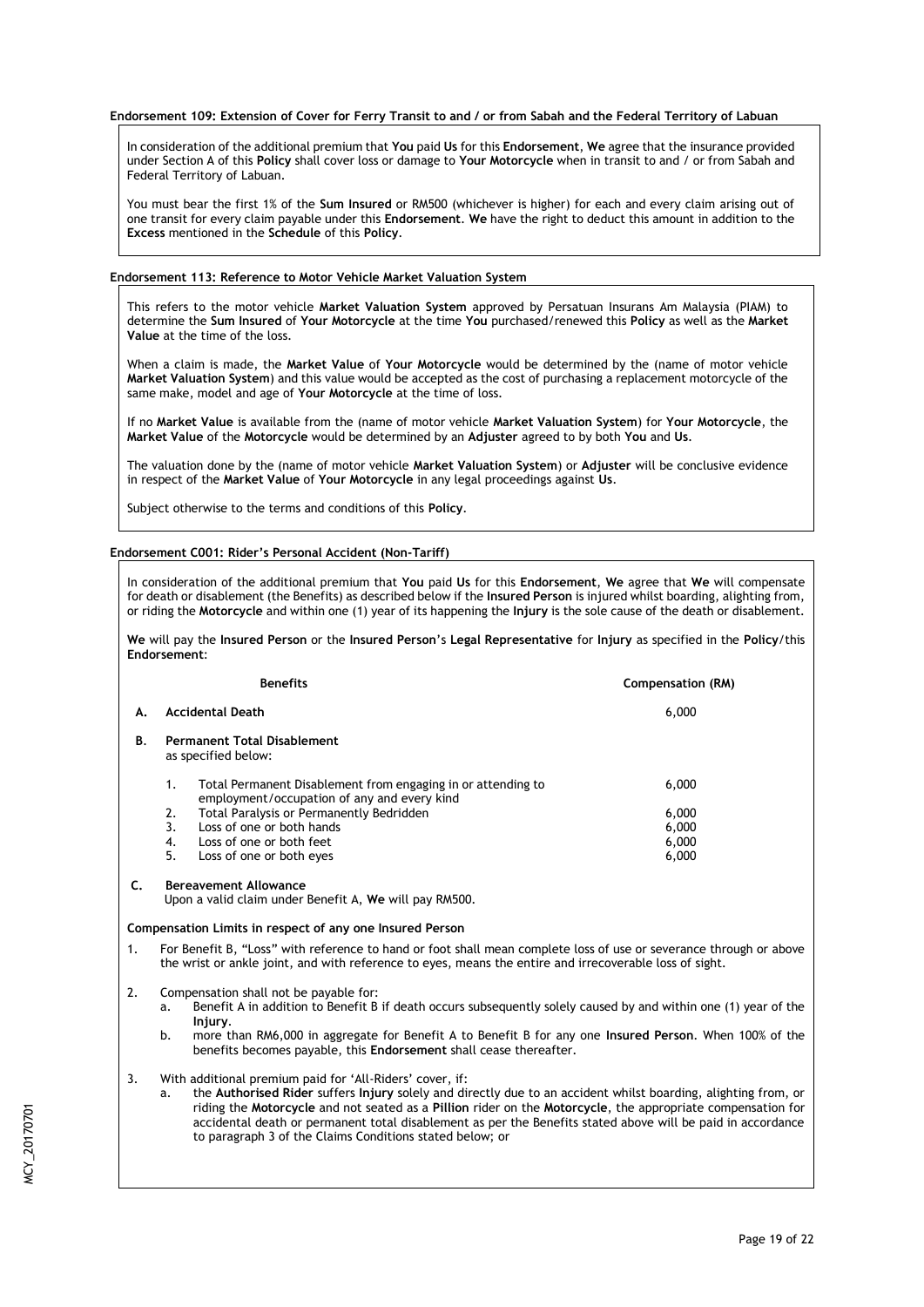### Endorsement 109: Extension of Cover for Ferry Transit to and / or from Sabah and the Federal Territory of Labuan

In consideration of the additional premium that **You** paid **Us** for this **Endorsement**, **We** agree that the insurance provided under Section A of this **Policy** shall cover loss or damage to **Your Motorcycle** when in transit to and / or from Sabah and Federal Territory of Labuan.

You must bear the first 1% of the **Sum Insured** or RM500 (whichever is higher) for each and every claim arising out of one transit for every claim payable under this **Endorsement**. **We** have the right to deduct this amount in addition to the **Excess** mentioned in the **Schedule** of this **Policy**.

### Endorsement 113: Reference to Motor Vehicle Market Valuation System

This refers to the motor vehicle **Market Valuation System** approved by Persatuan Insurans Am Malaysia (PIAM) to determine the **Sum Insured** of **Your Motorcycle** at the time **You** purchased/renewed this **Policy** as well as the **Market Value** at the time of the loss.

When a claim is made, the **Market Value** of **Your Motorcycle** would be determined by the (name of motor vehicle **Market Valuation System**) and this value would be accepted as the cost of purchasing a replacement motorcycle of the same make, model and age of **Your Motorcycle** at the time of loss.

If no **Market Value** is available from the (name of motor vehicle **Market Valuation System**) for **Your Motorcycle**, the **Market Value** of the **Motorcycle** would be determined by an **Adjuster** agreed to by both **You** and **Us**.

The valuation done by the (name of motor vehicle **Market Valuation System**) or **Adjuster** will be conclusive evidence in respect of the **Market Value** of **Your Motorcycle** in any legal proceedings against **Us**.

Subject otherwise to the terms and conditions of this **Policy**.

### Endorsement C001: Rider's Personal Accident (Non-Tariff)

In consideration of the additional premium that **You** paid **Us** for this **Endorsement**, **We** agree that **We** will compensate for death or disablement (the Benefits) as described below if the **Insured Person** is injured whilst boarding, alighting from, or riding the **Motorcycle** and within one (1) year of its happening the **Injury** is the sole cause of the death or disablement.

**We** will pay the **Insured Person** or the **Insured Person**'s **Legal Representative** for **Injury** as specified in the **Policy**/this **Endorsement**:

| | Benefits | Compensation (RM) |
|---|---|---|
| **A.** | **Accidental Death** | 6,000 |
| **B.** | **Permanent Total Disablement** as specified below: | |
| | 1. Total Permanent Disablement from engaging in or attending to employment/occupation of any and every kind | 6,000 |
| | 2. Total Paralysis or Permanently Bedridden | 6,000 |
| | 3. Loss of one or both hands | 6,000 |
| | 4. Loss of one or both feet | 6,000 |
| | 5. Loss of one or both eyes | 6,000 |
| **C.** | **Bereavement Allowance** Upon a valid claim under Benefit A, **We** will pay RM500. | |

**Compensation Limits in respect of any one Insured Person**

1. For Benefit B, "Loss" with reference to hand or foot shall mean complete loss of use or severance through or above the wrist or ankle joint, and with reference to eyes, means the entire and irrecoverable loss of sight.

2. Compensation shall not be payable for:
   a. Benefit A in addition to Benefit B if death occurs subsequently solely caused by and within one (1) year of the **Injury**.
   b. more than RM6,000 in aggregate for Benefit A to Benefit B for any one **Insured Person**. When 100% of the benefits becomes payable, this **Endorsement** shall cease thereafter.

3. With additional premium paid for 'All-Riders' cover, if:
   a. the **Authorised Rider** suffers **Injury** solely and directly due to an accident whilst boarding, alighting from, or riding the **Motorcycle** and not seated as a **Pillion** rider on the **Motorcycle**, the appropriate compensation for accidental death or permanent total disablement as per the Benefits stated above will be paid in accordance to paragraph 3 of the Claims Conditions stated below; or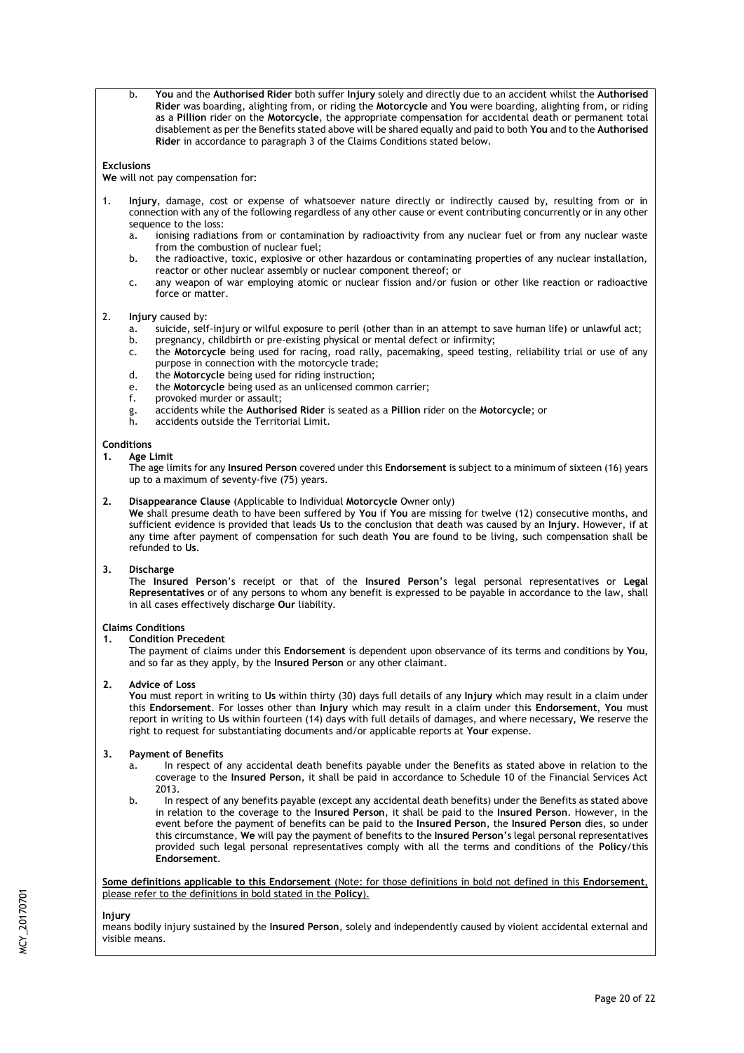b. **You** and the **Authorised Rider** both suffer **Injury** solely and directly due to an accident whilst the **Authorised Rider** was boarding, alighting from, or riding the **Motorcycle** and **You** were boarding, alighting from, or riding as a **Pillion** rider on the **Motorcycle**, the appropriate compensation for accidental death or permanent total disablement as per the Benefits stated above will be shared equally and paid to both **You** and to the **Authorised Rider** in accordance to paragraph 3 of the Claims Conditions stated below.

**Exclusions**

**We** will not pay compensation for:

1. **Injury**, damage, cost or expense of whatsoever nature directly or indirectly caused by, resulting from or in connection with any of the following regardless of any other cause or event contributing concurrently or in any other sequence to the loss:
   a. ionising radiations from or contamination by radioactivity from any nuclear fuel or from any nuclear waste from the combustion of nuclear fuel;
   b. the radioactive, toxic, explosive or other hazardous or contaminating properties of any nuclear installation, reactor or other nuclear assembly or nuclear component thereof; or
   c. any weapon of war employing atomic or nuclear fission and/or fusion or other like reaction or radioactive force or matter.

2. **Injury** caused by:
   a. suicide, self-injury or wilful exposure to peril (other than in an attempt to save human life) or unlawful act;
   b. pregnancy, childbirth or pre-existing physical or mental defect or infirmity;
   c. the **Motorcycle** being used for racing, road rally, pacemaking, speed testing, reliability trial or use of any purpose in connection with the motorcycle trade;
   d. the **Motorcycle** being used for riding instruction;
   e. the **Motorcycle** being used as an unlicensed common carrier;
   f. provoked murder or assault;
   g. accidents while the **Authorised Rider** is seated as a **Pillion** rider on the **Motorcycle**; or
   h. accidents outside the Territorial Limit.

**Conditions**

**1. Age Limit**

The age limits for any **Insured Person** covered under this **Endorsement** is subject to a minimum of sixteen (16) years up to a maximum of seventy-five (75) years.

**2. Disappearance Clause** (Applicable to Individual **Motorcycle** Owner only)

**We** shall presume death to have been suffered by **You** if **You** are missing for twelve (12) consecutive months, and sufficient evidence is provided that leads **Us** to the conclusion that death was caused by an **Injury**. However, if at any time after payment of compensation for such death **You** are found to be living, such compensation shall be refunded to **Us**.

**3. Discharge**

The **Insured Person**'s receipt or that of the **Insured Person**'s legal personal representatives or **Legal Representatives** or of any persons to whom any benefit is expressed to be payable in accordance to the law, shall in all cases effectively discharge **Our** liability.

**Claims Conditions**

**1. Condition Precedent**

The payment of claims under this **Endorsement** is dependent upon observance of its terms and conditions by **You**, and so far as they apply, by the **Insured Person** or any other claimant.

**2. Advice of Loss**

**You** must report in writing to **Us** within thirty (30) days full details of any **Injury** which may result in a claim under this **Endorsement**. For losses other than **Injury** which may result in a claim under this **Endorsement**, **You** must report in writing to **Us** within fourteen (14) days with full details of damages, and where necessary, **We** reserve the right to request for substantiating documents and/or applicable reports at **Your** expense.

**3. Payment of Benefits**

a. In respect of any accidental death benefits payable under the Benefits as stated above in relation to the coverage to the **Insured Person**, it shall be paid in accordance to Schedule 10 of the Financial Services Act 2013.

b. In respect of any benefits payable (except any accidental death benefits) under the Benefits as stated above in relation to the coverage to the **Insured Person**, it shall be paid to the **Insured Person**. However, in the event before the payment of benefits can be paid to the **Insured Person**, the **Insured Person** dies, so under this circumstance, **We** will pay the payment of benefits to the **Insured Person**'s legal personal representatives provided such legal personal representatives comply with all the terms and conditions of the **Policy**/this **Endorsement**.

<u>**Some definitions applicable to this Endorsement** (Note: for those definitions in bold not defined in this **Endorsement**, please refer to the definitions in bold stated in the **Policy**).</u>

**Injury**

means bodily injury sustained by the **Insured Person**, solely and independently caused by violent accidental external and visible means.

MCY_20170701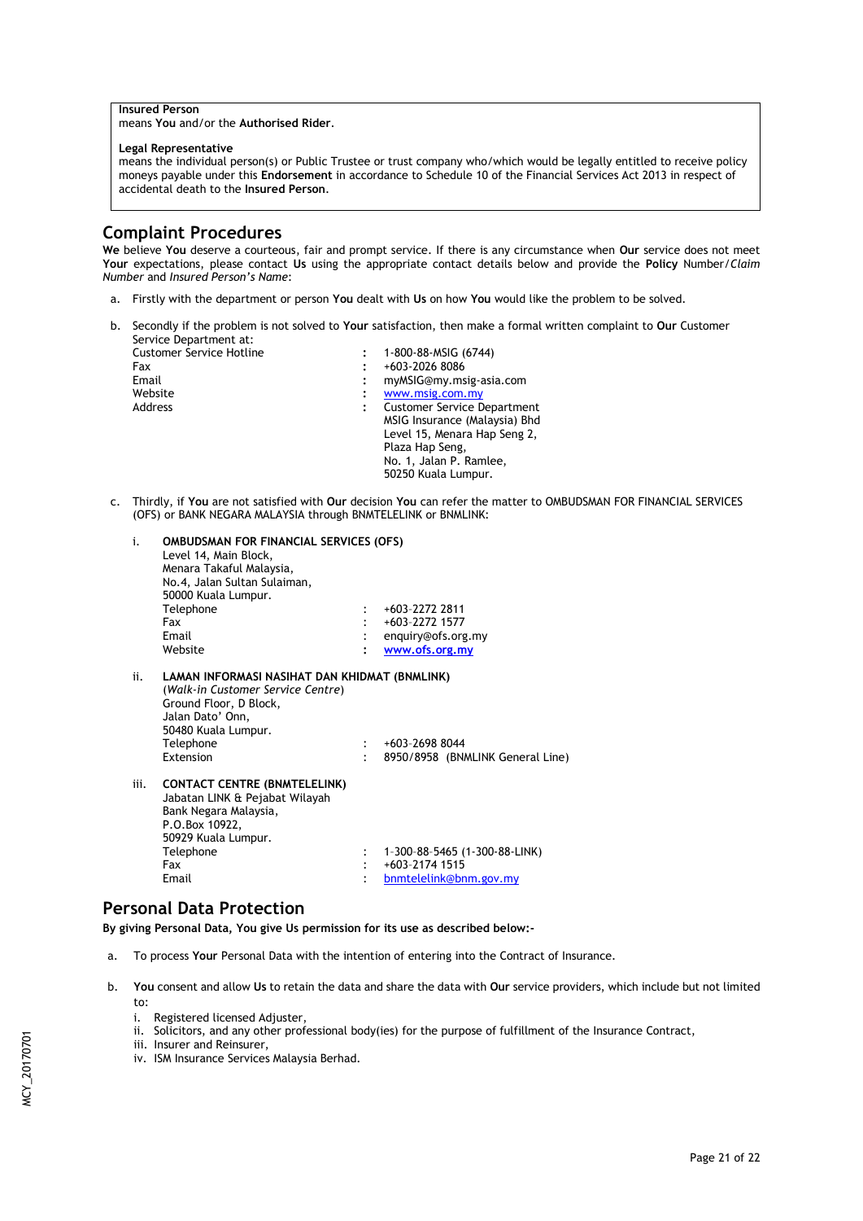**Insured Person**
means **You** and/or the **Authorised Rider**.

**Legal Representative**
means the individual person(s) or Public Trustee or trust company who/which would be legally entitled to receive policy moneys payable under this **Endorsement** in accordance to Schedule 10 of the Financial Services Act 2013 in respect of accidental death to the **Insured Person**.

## Complaint Procedures

**We** believe **You** deserve a courteous, fair and prompt service. If there is any circumstance when **Our** service does not meet **Your** expectations, please contact **Us** using the appropriate contact details below and provide the **Policy** Number/*Claim Number* and *Insured Person's Name*:

a. Firstly with the department or person **You** dealt with **Us** on how **You** would like the problem to be solved.

b. Secondly if the problem is not solved to **Your** satisfaction, then make a formal written complaint to **Our** Customer Service Department at:

| | | |
|---|---|---|
| Customer Service Hotline | : | 1-800-88-MSIG (6744) |
| Fax | : | +603-2026 8086 |
| Email | : | myMSIG@my.msig-asia.com |
| Website | : | www.msig.com.my |
| Address | : | Customer Service Department<br>MSIG Insurance (Malaysia) Bhd<br>Level 15, Menara Hap Seng 2,<br>Plaza Hap Seng,<br>No. 1, Jalan P. Ramlee,<br>50250 Kuala Lumpur. |

c. Thirdly, if **You** are not satisfied with **Our** decision **You** can refer the matter to OMBUDSMAN FOR FINANCIAL SERVICES (OFS) or BANK NEGARA MALAYSIA through BNMTELELINK or BNMLINK:

i. **OMBUDSMAN FOR FINANCIAL SERVICES (OFS)**
Level 14, Main Block,
Menara Takaful Malaysia,
No.4, Jalan Sultan Sulaiman,
50000 Kuala Lumpur.

| | | |
|---|---|---|
| Telephone | : | +603-2272 2811 |
| Fax | : | +603-2272 1577 |
| Email | : | enquiry@ofs.org.my |
| Website | : | **www.ofs.org.my** |

ii. **LAMAN INFORMASI NASIHAT DAN KHIDMAT (BNMLINK)**
(*Walk-in Customer Service Centre*)
Ground Floor, D Block,
Jalan Dato' Onn,
50480 Kuala Lumpur.

| | | |
|---|---|---|
| Telephone | : | +603-2698 8044 |
| Extension | : | 8950/8958 (BNMLINK General Line) |

iii. **CONTACT CENTRE (BNMTELELINK)**
Jabatan LINK & Pejabat Wilayah
Bank Negara Malaysia,
P.O.Box 10922,
50929 Kuala Lumpur.

| | | |
|---|---|---|
| Telephone | : | 1-300-88-5465 (1-300-88-LINK) |
| Fax | : | +603-2174 1515 |
| Email | : | bnmtelelink@bnm.gov.my |

## Personal Data Protection

**By giving Personal Data, You give Us permission for its use as described below:-**

a. To process **Your** Personal Data with the intention of entering into the Contract of Insurance.

b. **You** consent and allow **Us** to retain the data and share the data with **Our** service providers, which include but not limited to:
   i. Registered licensed Adjuster,
   ii. Solicitors, and any other professional body(ies) for the purpose of fulfillment of the Insurance Contract,
   iii. Insurer and Reinsurer,
   iv. ISM Insurance Services Malaysia Berhad.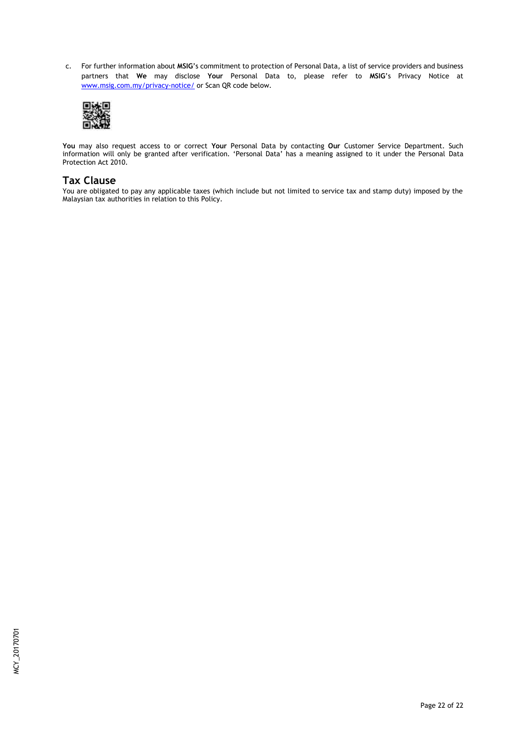c. For further information about **MSIG**'s commitment to protection of Personal Data, a list of service providers and business partners that **We** may disclose **Your** Personal Data to, please refer to **MSIG**'s Privacy Notice at www.msig.com.my/privacy-notice/ or Scan QR code below.

**You** may also request access to or correct **Your** Personal Data by contacting **Our** Customer Service Department. Such information will only be granted after verification. 'Personal Data' has a meaning assigned to it under the Personal Data Protection Act 2010.

## Tax Clause

You are obligated to pay any applicable taxes (which include but not limited to service tax and stamp duty) imposed by the Malaysian tax authorities in relation to this Policy.